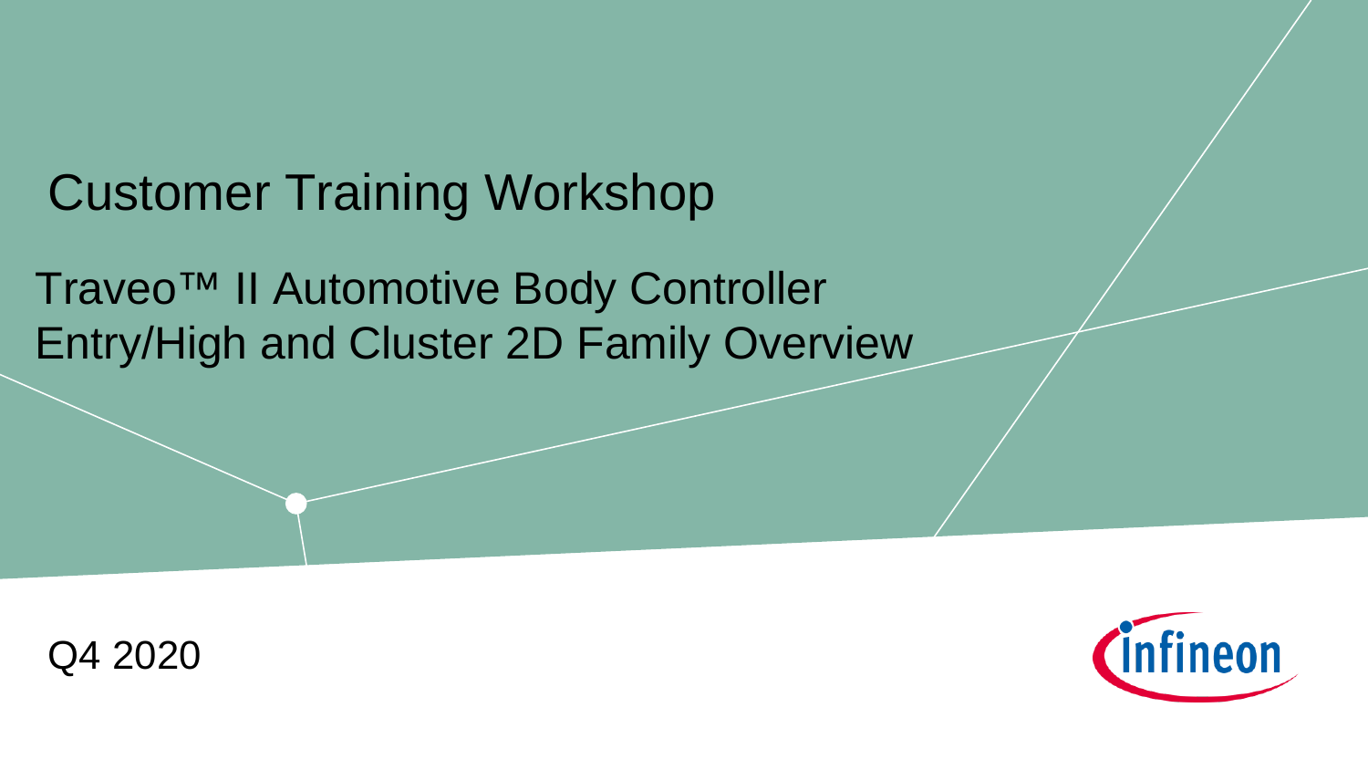# Customer Training Workshop

## Traveo™ II Automotive Body Controller Entry/High and Cluster 2D Family Overview

Q4 2020

Infineon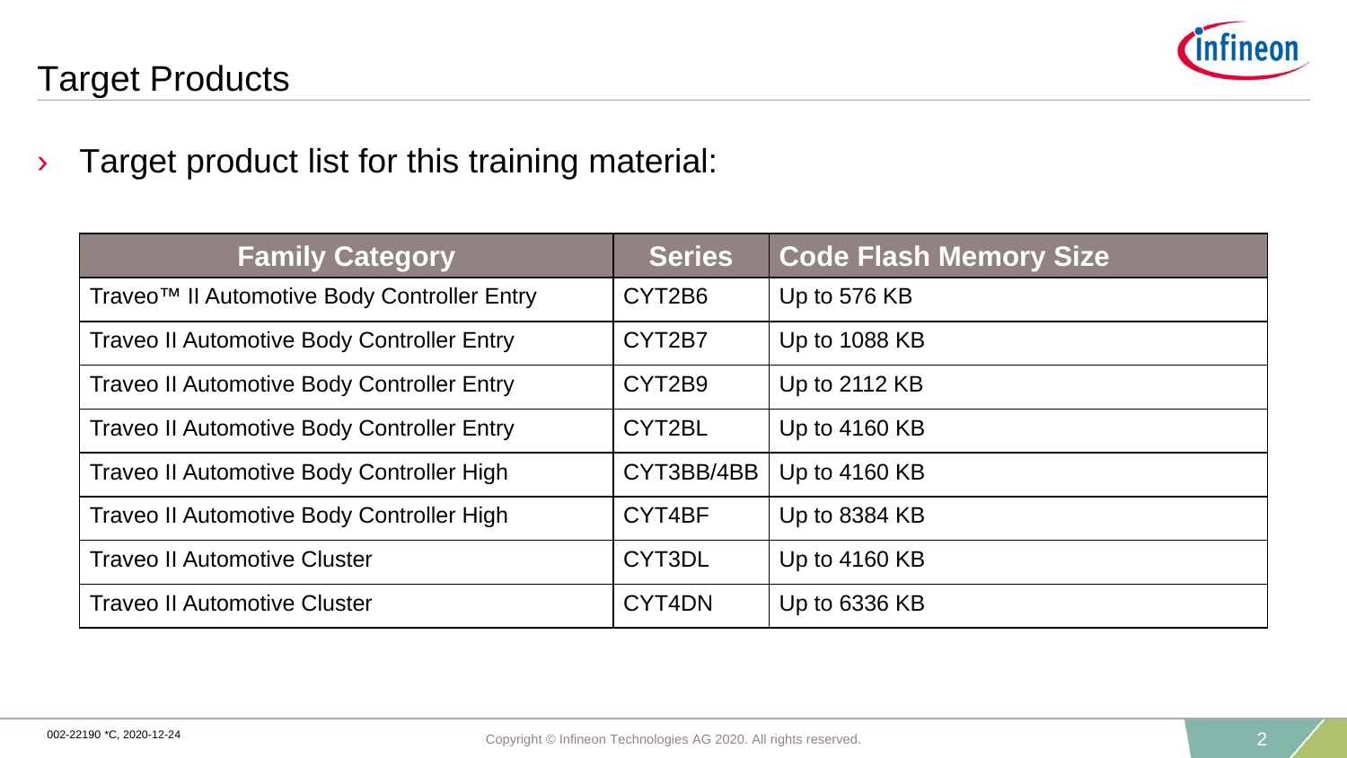# Target Products

- Target product list for this training material:

| Family Category | Series | Code Flash Memory Size |
|---|---|---|
| Traveo™ II Automotive Body Controller Entry | CYT2B6 | Up to 576 KB |
| Traveo II Automotive Body Controller Entry | CYT2B7 | Up to 1088 KB |
| Traveo II Automotive Body Controller Entry | CYT2B9 | Up to 2112 KB |
| Traveo II Automotive Body Controller Entry | CYT2BL | Up to 4160 KB |
| Traveo II Automotive Body Controller High | CYT3BB/4BB | Up to 4160 KB |
| Traveo II Automotive Body Controller High | CYT4BF | Up to 8384 KB |
| Traveo II Automotive Cluster | CYT3DL | Up to 4160 KB |
| Traveo II Automotive Cluster | CYT4DN | Up to 6336 KB |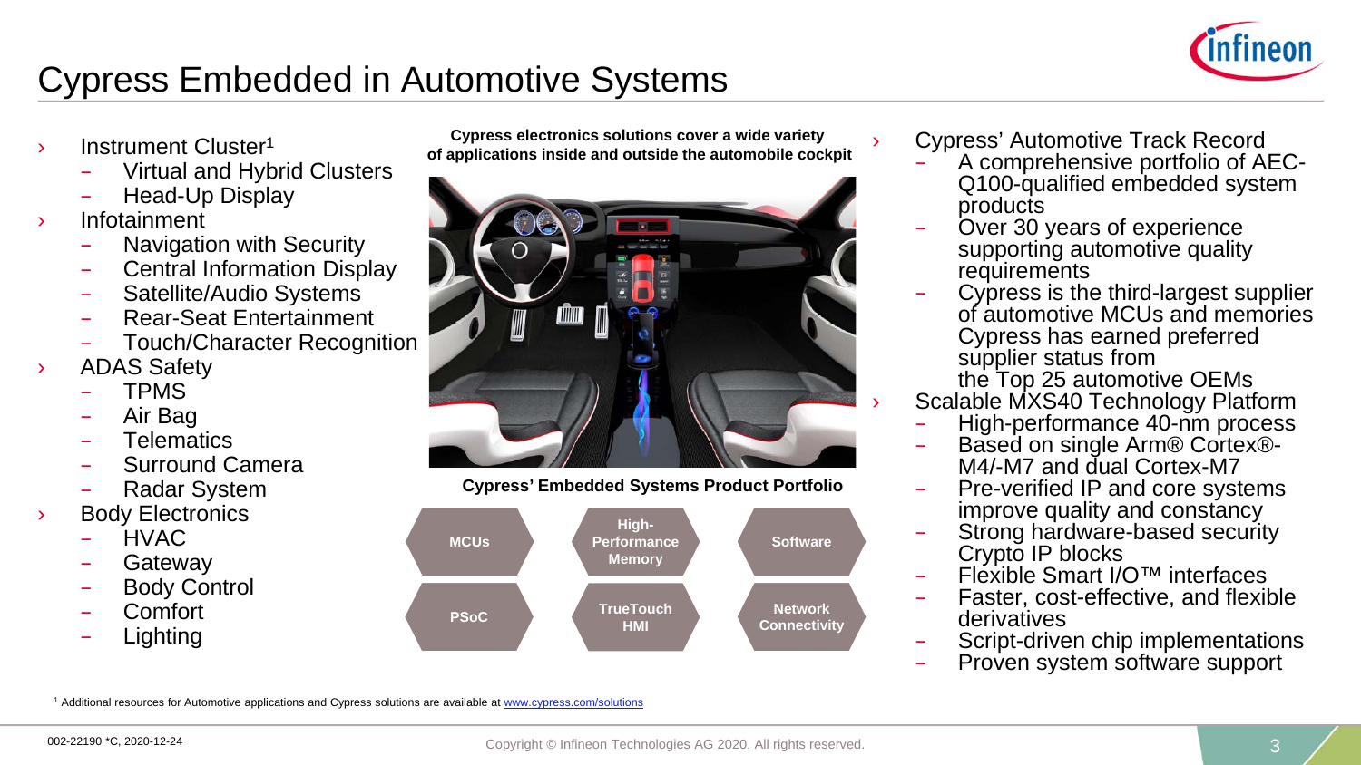# Cypress Embedded in Automotive Systems

- Instrument Cluster[1]
  - Virtual and Hybrid Clusters
  - Head-Up Display
- Infotainment
  - Navigation with Security
  - Central Information Display
  - Satellite/Audio Systems
  - Rear-Seat Entertainment
  - Touch/Character Recognition
- ADAS Safety
  - TPMS
  - Air Bag
  - Telematics
  - Surround Camera
  - Radar System
- Body Electronics
  - HVAC
  - Gateway
  - Body Control
  - Comfort
  - Lighting

**Cypress electronics solutions cover a wide variety of applications inside and outside the automobile cockpit**

**Cypress' Embedded Systems Product Portfolio**

- MCUs
- High-Performance Memory
- Software
- PSoC
- TrueTouch HMI
- Network Connectivity

- Cypress' Automotive Track Record
  - A comprehensive portfolio of AEC-Q100-qualified embedded system products
  - Over 30 years of experience supporting automotive quality requirements
  - Cypress is the third-largest supplier of automotive MCUs and memories
  - Cypress has earned preferred supplier status from the Top 25 automotive OEMs
- Scalable MXS40 Technology Platform
  - High-performance 40-nm process
  - Based on single Arm® Cortex®-M4/-M7 and dual Cortex-M7
  - Pre-verified IP and core systems improve quality and constancy
  - Strong hardware-based security Crypto IP blocks
  - Flexible Smart I/O™ interfaces
  - Faster, cost-effective, and flexible derivatives
  - Script-driven chip implementations
  - Proven system software support

[1] Additional resources for Automotive applications and Cypress solutions are available at www.cypress.com/solutions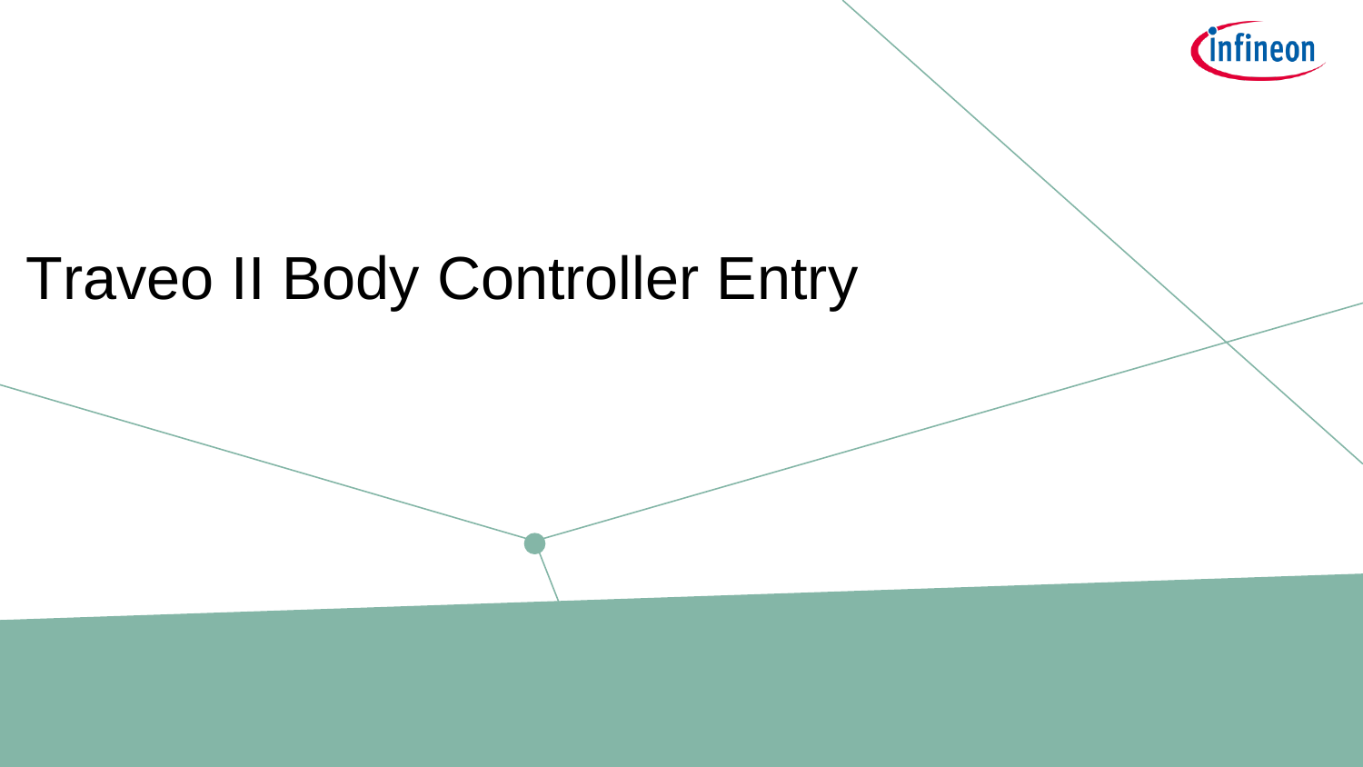# Traveo II Body Controller Entry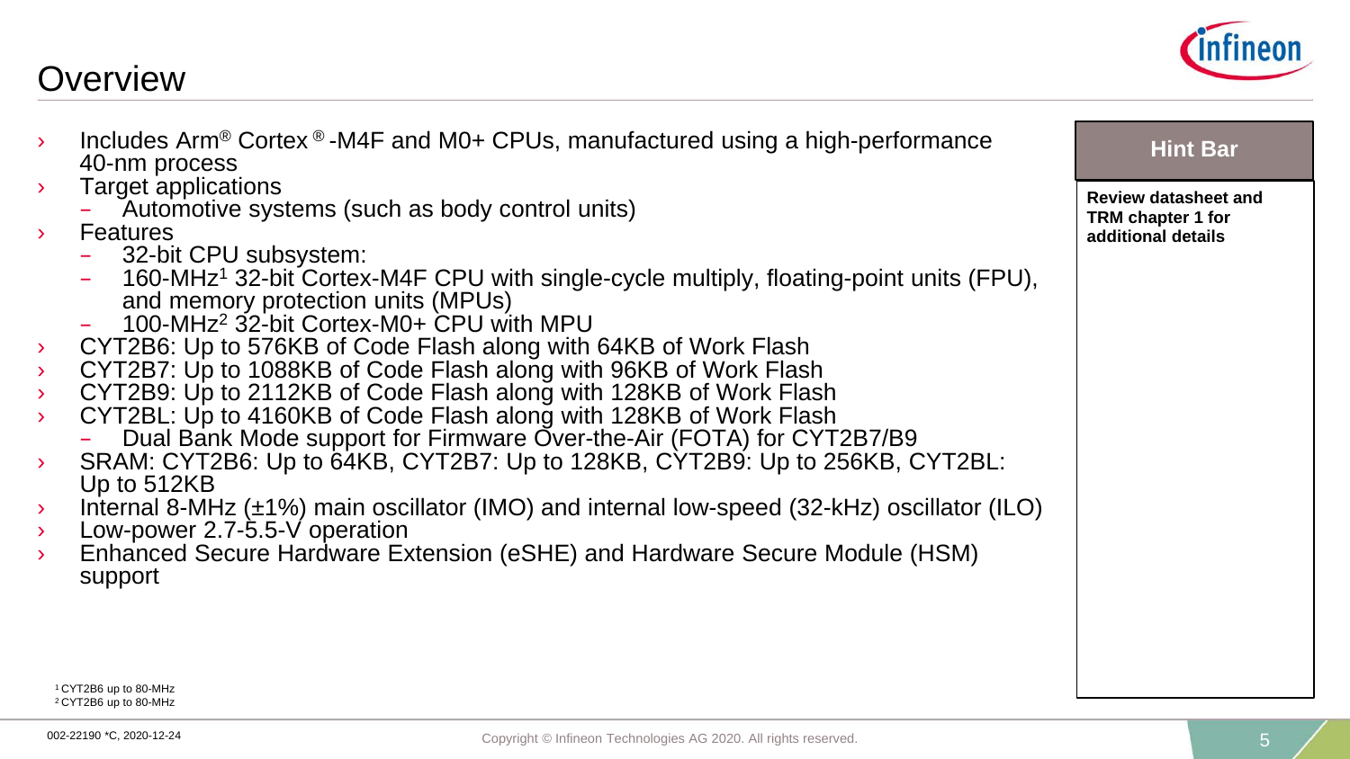# Overview

- Includes Arm® Cortex®-M4F and M0+ CPUs, manufactured using a high-performance 40-nm process
- Target applications
  - Automotive systems (such as body control units)
- Features
  - 32-bit CPU subsystem:
  - 160-MHz[1] 32-bit Cortex-M4F CPU with single-cycle multiply, floating-point units (FPU), and memory protection units (MPUs)
  - 100-MHz[2] 32-bit Cortex-M0+ CPU with MPU
- CYT2B6: Up to 576KB of Code Flash along with 64KB of Work Flash
- CYT2B7: Up to 1088KB of Code Flash along with 96KB of Work Flash
- CYT2B9: Up to 2112KB of Code Flash along with 128KB of Work Flash
- CYT2BL: Up to 4160KB of Code Flash along with 128KB of Work Flash
  - Dual Bank Mode support for Firmware Over-the-Air (FOTA) for CYT2B7/B9
- SRAM: CYT2B6: Up to 64KB, CYT2B7: Up to 128KB, CYT2B9: Up to 256KB, CYT2BL: Up to 512KB
- Internal 8-MHz (±1%) main oscillator (IMO) and internal low-speed (32-kHz) oscillator (ILO)
- Low-power 2.7-5.5-V operation
- Enhanced Secure Hardware Extension (eSHE) and Hardware Secure Module (HSM) support

**Hint Bar**

**Review datasheet and TRM chapter 1 for additional details**

[1] CYT2B6 up to 80-MHz
[2] CYT2B6 up to 80-MHz

002-22190 *C, 2020-12-24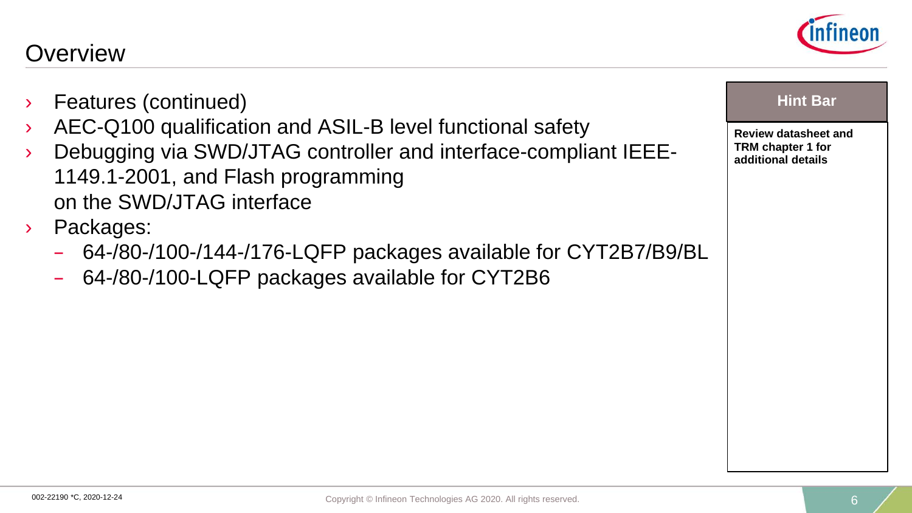# Overview

- Features (continued)
- AEC-Q100 qualification and ASIL-B level functional safety
- Debugging via SWD/JTAG controller and interface-compliant IEEE-1149.1-2001, and Flash programming on the SWD/JTAG interface
- Packages:
  - 64-/80-/100-/144-/176-LQFP packages available for CYT2B7/B9/BL
  - 64-/80-/100-LQFP packages available for CYT2B6

**Hint Bar**

**Review datasheet and TRM chapter 1 for additional details**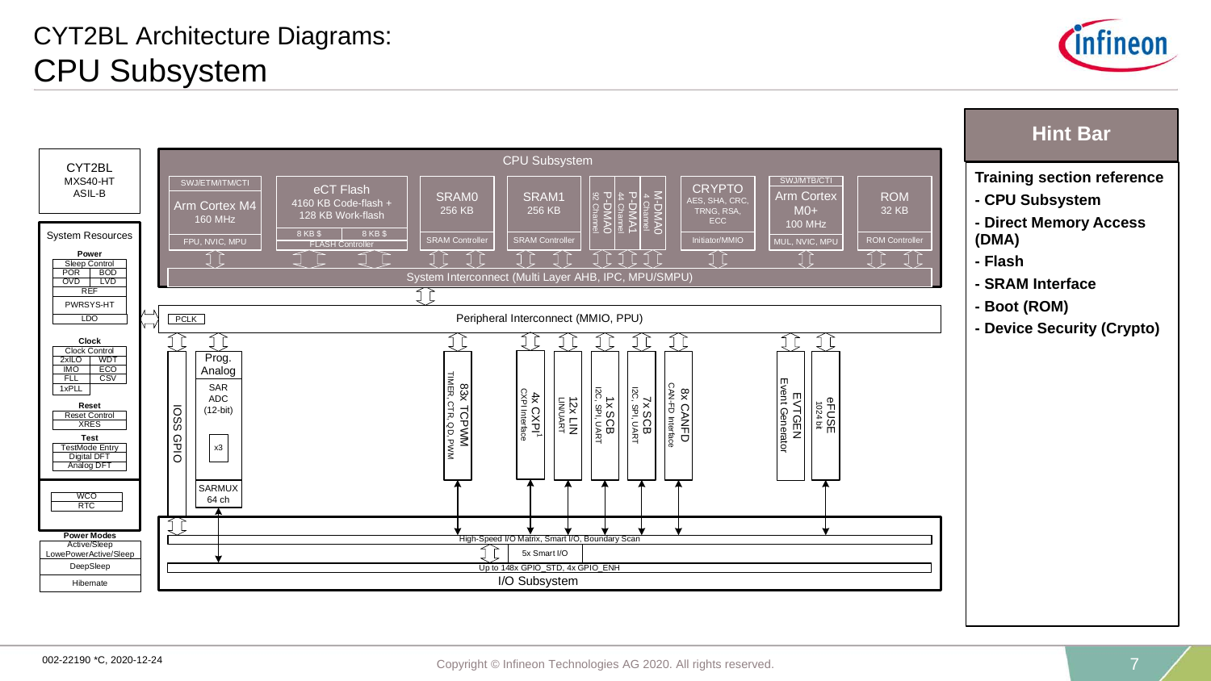# CYT2BL Architecture Diagrams:
## CPU Subsystem

**CYT2BL**
MXS40-HT
ASIL-B

**System Resources**

**Power**
- Sleep Control
- POR | BOD
- OVD | LVD
- REF
- PWRSYS-HT
- LDO

**Clock**
- Clock Control
- 2xILO | WDT
- IMO | ECO
- FLL | CSV
- 1xPLL

**Reset**
- Reset Control
- XRES

**Test**
- TestMode Entry
- Digital DFT
- Analog DFT

- WCO
- RTC

**Power Modes**
- Active/Sleep
- LowPowerActive/Sleep
- DeepSleep
- Hibernate

**CPU Subsystem**

- SWJ/ETM/ITM/CTI — Arm Cortex M4, 160 MHz — FPU, NVIC, MPU
- eCT Flash — 4160 KB Code-flash + 128 KB Work-flash — 8 KB $ | 8 KB $ — FLASH Controller
- SRAM0 — 256 KB — SRAM Controller
- SRAM1 — 256 KB — SRAM Controller
- P-DMA0 — 92 Channel
- P-DMA1 — 44 Channel
- M-DMA0 — 4 Channel
- CRYPTO — AES, SHA, CRC, TRNG, RSA, ECC — Initiator/MMIO
- SWJ/MTB/CTI — Arm Cortex M0+, 100 MHz — MUL, NVIC, MPU
- ROM — 32 KB — ROM Controller

System Interconnect (Multi Layer AHB, IPC, MPU/SMPU)

PCLK — Peripheral Interconnect (MMIO, PPU)

- IOSS GPIO
- Prog. Analog — SAR ADC (12-bit) — x3 — SARMUX 64 ch
- 83x TCPWM — TIMER, CTR, QD, PWM
- 4x CXPI[1] — CXPI Interface
- 12x LIN — LIN/UART
- 1x SCB — I2C, SPI, UART
- 7x SCB — I2C, SPI, UART
- 8x CANFD — CAN-FD Interface
- EVTGEN — Event Generator
- eFUSE — 1024 bit

High-Speed I/O Matrix, Smart I/O, Boundary Scan
5x Smart I/O
Up to 148x GPIO_STD, 4x GPIO_ENH
I/O Subsystem

**Hint Bar**

**Training section reference**
- **CPU Subsystem**
- **Direct Memory Access (DMA)**
- **Flash**
- **SRAM Interface**
- **Boot (ROM)**
- **Device Security (Crypto)**

002-22190 *C, 2020-12-24

Copyright © Infineon Technologies AG 2020. All rights reserved.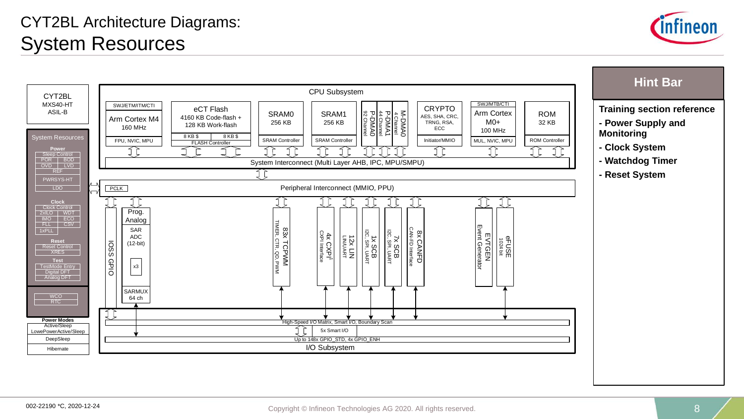# CYT2BL Architecture Diagrams:
## System Resources

CYT2BL
MXS40-HT
ASIL-B

**System Resources**

**Power**
- Sleep Control
- POR | BOD
- OVD | LVD
- REF
- PWRSYS-HT
- LDO

**Clock**
- Clock Control
- 2xILO | WDT
- IMO | ECO
- FLL | CSV
- 1xPLL

**Reset**
- Reset Control
- XRES

**Test**
- TestMode Entry
- Digital DFT
- Analog DFT

- WCO
- RTC

**Power Modes**
- Active/Sleep
- LowePowerActive/Sleep
- DeepSleep
- Hibernate

**CPU Subsystem**
- SWJ/ETM/ITM/CTI — Arm Cortex M4, 160 MHz — FPU, NVIC, MPU
- eCT Flash: 4160 KB Code-flash + 128 KB Work-flash — 8 KB $ | 8 KB $ — FLASH Controller
- SRAM0: 256 KB — SRAM Controller
- SRAM1: 256 KB — SRAM Controller
- P-DMA0: 92 Channel
- P-DMA1: 44 Channel
- M-DMA0: 4 Channel
- CRYPTO: AES, SHA, CRC, TRNG, RSA, ECC — Initiator/MMIO
- SWJ/MTB/CTI — Arm Cortex M0+, 100 MHz — MUL, NVIC, MPU
- ROM: 32 KB — ROM Controller

System Interconnect (Multi Layer AHB, IPC, MPU/SMPU)

PCLK — Peripheral Interconnect (MMIO, PPU)

- IOSS GPIO
- Prog. Analog: SAR ADC (12-bit), x3, SARMUX 64 ch
- 83x TCPWM: TIMER, CTR, QD, PWM
- 4x CXPI[1]: CXPI Interface
- 12x LIN: LIN/UART
- 1x SCB: I2C, SPI, UART
- 7x SCB: I2C, SPI, UART
- 8x CANFD: CAN-FD Interface
- EVTGEN: Event Generator
- eFUSE: 1024 bit

**I/O Subsystem**
- High-Speed I/O Matrix, Smart I/O, Boundary Scan
- 5x Smart I/O
- Up to 148x GPIO_STD, 4x GPIO_ENH

**Hint Bar**

**Training section reference**
- **Power Supply and Monitoring**
- **Clock System**
- **Watchdog Timer**
- **Reset System**

002-22190 *C, 2020-12-24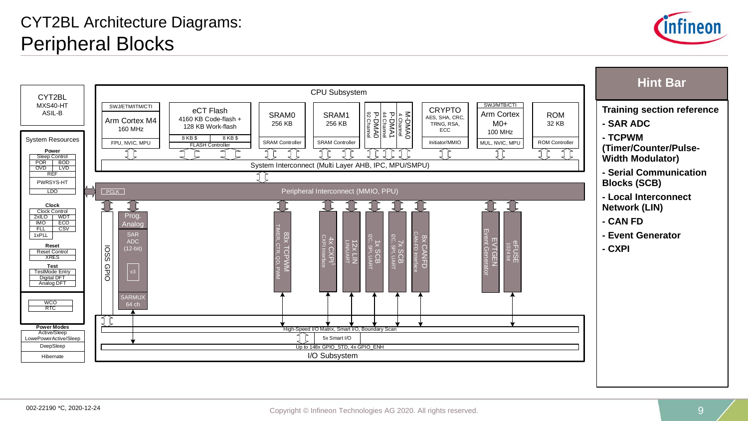# CYT2BL Architecture Diagrams:
## Peripheral Blocks

**CYT2BL**
MXS40-HT
ASIL-B

**System Resources**

- **Power**
  - Sleep Control
  - POR | BOD
  - OVD | LVD
  - REF
  - PWRSYS-HT
  - LDO
- **Clock**
  - Clock Control
  - 2xILO | WDT
  - IMO | ECO
  - FLL | CSV
  - 1xPLL
- **Reset**
  - Reset Control
  - XRES
- **Test**
  - TestMode Entry
  - Digital DFT
  - Analog DFT
- WCO
- RTC

**Power Modes**

- Active/Sleep
- LowePowerActive/Sleep
- DeepSleep
- Hibernate

**CPU Subsystem**

- SWJ/ETM/ITM/CTI — Arm Cortex M4, 160 MHz — FPU, NVIC, MPU
- eCT Flash — 4160 KB Code-flash + 128 KB Work-flash — 8 KB $ | 8 KB $ — FLASH Controller
- SRAM0 — 256 KB — SRAM Controller
- SRAM1 — 256 KB — SRAM Controller
- P-DMA0 — 92 Channel
- P-DMA1 — 44 Channel
- M-DMA0 — 4 Channel
- CRYPTO — AES, SHA, CRC, TRNG, RSA, ECC — Initiator/MMIO
- SWJ/MTB/CTI — Arm Cortex M0+, 100 MHz — MUL, NVIC, MPU
- ROM — 32 KB — ROM Controller

System Interconnect (Multi Layer AHB, IPC, MPU/SMPU)

PCLK — Peripheral Interconnect (MMIO, PPU)

**Peripherals**

- IOSS GPIO
- Prog. Analog — SAR ADC (12-bit) x3 — SARMUX 64 ch
- 83x TCPWM — TIMER, CTR, QD, PWM
- 4x CXPI[1] — CXPI Interface
- 12x LIN — LIN/UART
- 1x SCB — I2C, SPI, UART
- 7x SCB — I2C, SPI, UART
- 8x CANFD — CAN-FD Interface
- EVTGEN — Event Generator
- eFUSE — 1024 bit

**I/O Subsystem**

- High-Speed I/O Matrix, Smart I/O, Boundary Scan
- 5x Smart I/O
- Up to 148x GPIO_STD, 4x GPIO_ENH

### Hint Bar

**Training section reference**

- **SAR ADC**
- **TCPWM (Timer/Counter/Pulse-Width Modulator)**
- **Serial Communication Blocks (SCB)**
- **Local Interconnect Network (LIN)**
- **CAN FD**
- **Event Generator**
- **CXPI**

002-22190 *C, 2020-12-24

Copyright © Infineon Technologies AG 2020. All rights reserved.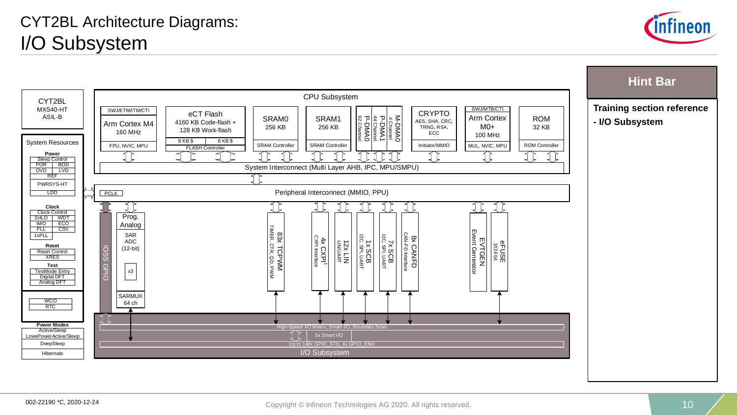# CYT2BL Architecture Diagrams:
# I/O Subsystem

**CYT2BL**
MXS40-HT
ASIL-B

**System Resources**

**Power**
- Sleep Control
- POR | BOD
- OVD | LVD
- REF
- PWRSYS-HT
- LDO

**Clock**
- Clock Control
- 2xILO | WDT
- IMO | ECO
- FLL | CSV
- 1xPLL

**Reset**
- Reset Control
- XRES

**Test**
- TestMode Entry
- Digital DFT
- Analog DFT

- WCO
- RTC

**Power Modes**
- Active/Sleep
- LowePowerActive/Sleep
- DeepSleep
- Hibernate

**CPU Subsystem**
- SWJ/ETM/ITM/CTI — Arm Cortex M4, 160 MHz — FPU, NVIC, MPU
- eCT Flash — 4160 KB Code-flash + 128 KB Work-flash — 8 KB $, 8 KB $ — FLASH Controller
- SRAM0 256 KB — SRAM Controller
- SRAM1 256 KB — SRAM Controller
- P-DMA0 92 Channel
- P-DMA1 44 Channel
- M-DMA0 4 Channel
- CRYPTO — AES, SHA, CRC, TRNG, RSA, ECC — Initiator/MMIO
- SWJ/MTB/CTI — Arm Cortex M0+, 100 MHz — MUL, NVIC, MPU
- ROM 32 KB — ROM Controller

System Interconnect (Multi Layer AHB, IPC, MPU/SMPU)

PCLK — Peripheral Interconnect (MMIO, PPU)

- IOSS GPIO
- Prog. Analog — SAR ADC (12-bit) x3 — SARMUX 64 ch
- 83x TCPWM — TIMER, CTR, QD, PWM
- 4x CXPI[1] — CXPI Interface
- 12x LIN — LIN/UART
- 1x SCB — I2C, SPI, UART
- 7x SCB — I2C, SPI, UART
- 8x CANFD — CAN-FD Interface
- EVTGEN — Event Generator
- eFUSE — 1024 bit

**I/O Subsystem**
- High-Speed I/O Matrix, Smart I/O, Boundary Scan
- 5x Smart I/O
- Up to 148x GPIO_STD, 4x GPIO_ENH

**Hint Bar**

**Training section reference**
**- I/O Subsystem**

002-22190 *C, 2020-12-24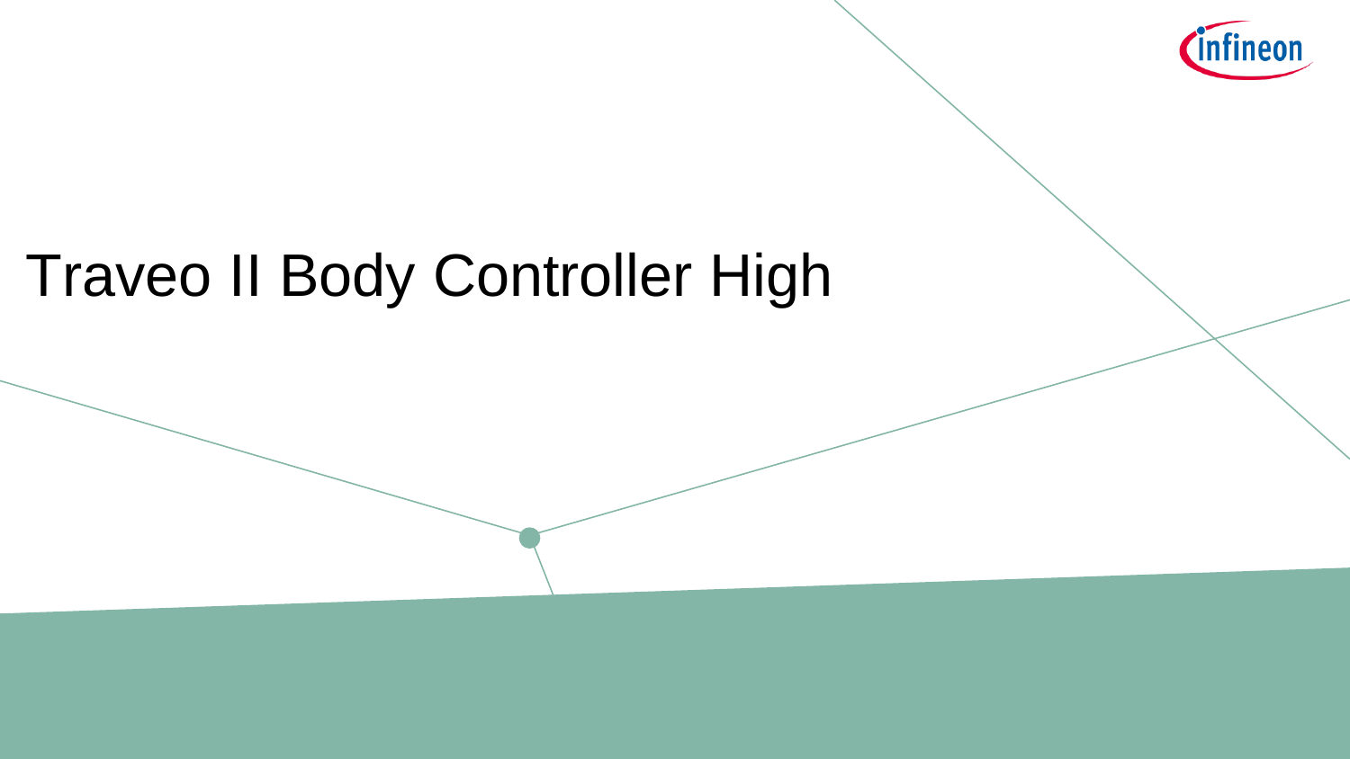# Traveo II Body Controller High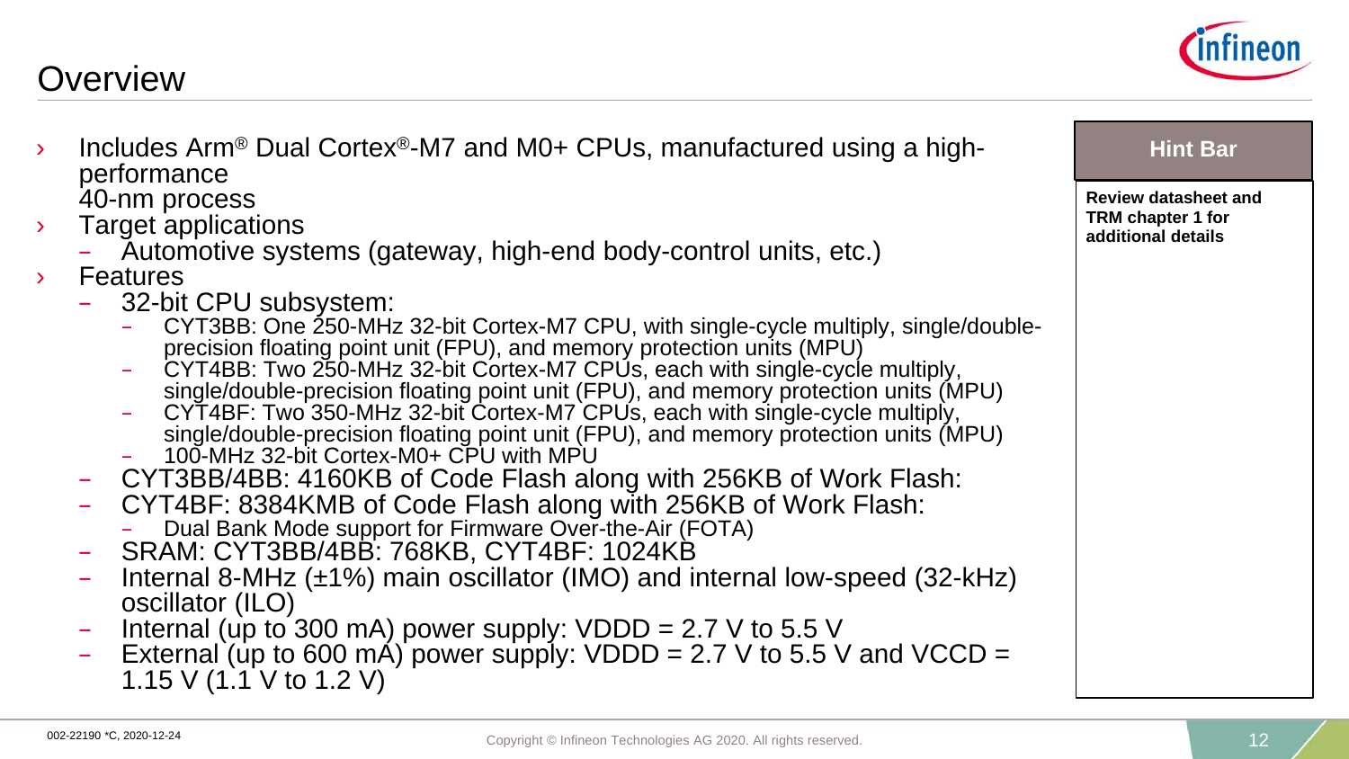# Overview

- Includes Arm® Dual Cortex®-M7 and M0+ CPUs, manufactured using a high-performance 40-nm process
- Target applications
  - Automotive systems (gateway, high-end body-control units, etc.)
- Features
  - 32-bit CPU subsystem:
    - CYT3BB: One 250-MHz 32-bit Cortex-M7 CPU, with single-cycle multiply, single/double-precision floating point unit (FPU), and memory protection units (MPU)
    - CYT4BB: Two 250-MHz 32-bit Cortex-M7 CPUs, each with single-cycle multiply, single/double-precision floating point unit (FPU), and memory protection units (MPU)
    - CYT4BF: Two 350-MHz 32-bit Cortex-M7 CPUs, each with single-cycle multiply, single/double-precision floating point unit (FPU), and memory protection units (MPU)
    - 100-MHz 32-bit Cortex-M0+ CPU with MPU
  - CYT3BB/4BB: 4160KB of Code Flash along with 256KB of Work Flash:
  - CYT4BF: 8384KMB of Code Flash along with 256KB of Work Flash:
    - Dual Bank Mode support for Firmware Over-the-Air (FOTA)
  - SRAM: CYT3BB/4BB: 768KB, CYT4BF: 1024KB
  - Internal 8-MHz (±1%) main oscillator (IMO) and internal low-speed (32-kHz) oscillator (ILO)
  - Internal (up to 300 mA) power supply: VDDD = 2.7 V to 5.5 V
  - External (up to 600 mA) power supply: VDDD = 2.7 V to 5.5 V and VCCD = 1.15 V (1.1 V to 1.2 V)

**Hint Bar**

**Review datasheet and TRM chapter 1 for additional details**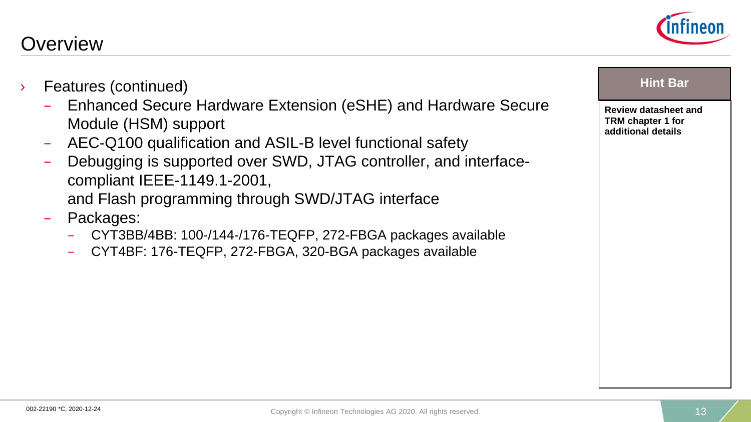# Overview

- Features (continued)
  - Enhanced Secure Hardware Extension (eSHE) and Hardware Secure Module (HSM) support
  - AEC-Q100 qualification and ASIL-B level functional safety
  - Debugging is supported over SWD, JTAG controller, and interface-compliant IEEE-1149.1-2001, and Flash programming through SWD/JTAG interface
  - Packages:
    - CYT3BB/4BB: 100-/144-/176-TEQFP, 272-FBGA packages available
    - CYT4BF: 176-TEQFP, 272-FBGA, 320-BGA packages available

**Hint Bar**

**Review datasheet and TRM chapter 1 for additional details**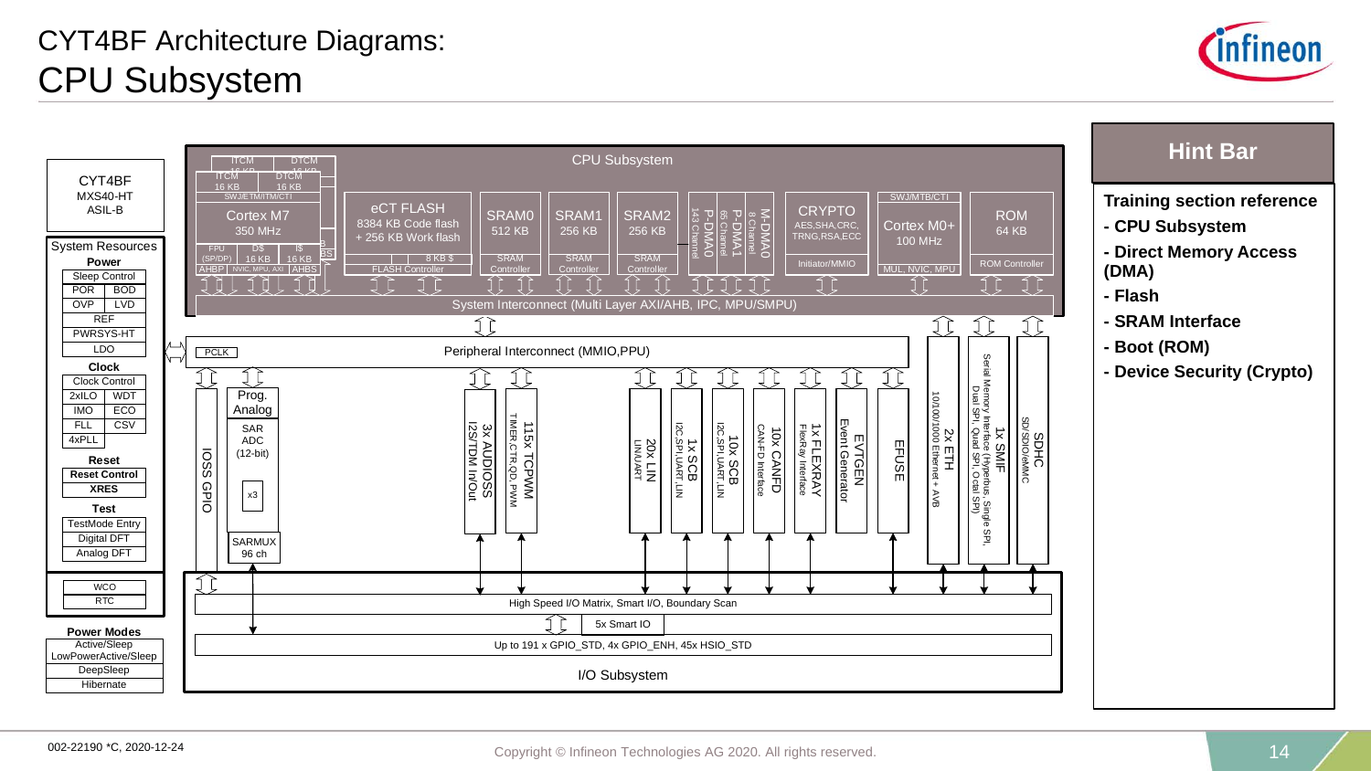# CYT4BF Architecture Diagrams:
## CPU Subsystem

CYT4BF
MXS40-HT
ASIL-B

**System Resources**

**Power**
- Sleep Control
- POR | BOD
- OVP | LVD
- REF
- PWRSYS-HT
- LDO

**Clock**
- Clock Control
- 2xILO | WDT
- IMO | ECO
- FLL | CSV
- 4xPLL

**Reset**
- Reset Control
- XRES

**Test**
- TestMode Entry
- Digital DFT
- Analog DFT

- WCO
- RTC

**Power Modes**
- Active/Sleep
- LowPowerActive/Sleep
- DeepSleep
- Hibernate

**CPU Subsystem**

- Cortex M7, 350 MHz — ITCM 16 KB, DTCM 16 KB, SWJ/ETM/ITM/CTI, FPU (SP/DP), D$ 16 KB, I$ 16 KB, AHBP, NVIC, MPU, AXI, AHBS
- eCT FLASH — 8384 KB Code flash + 256 KB Work flash, 8 KB $, FLASH Controller
- SRAM0 512 KB — SRAM Controller
- SRAM1 256 KB — SRAM Controller
- SRAM2 256 KB — SRAM Controller
- P-DMA0 143 Channel
- P-DMA1 65 Channel
- M-DMA0 8 Channel
- CRYPTO — AES,SHA,CRC, TRNG,RSA,ECC, Initiator/MMIO
- Cortex M0+ 100 MHz — SWJ/MTB/CTI, MUL, NVIC, MPU
- ROM 64 KB — ROM Controller

System Interconnect (Multi Layer AXI/AHB, IPC, MPU/SMPU)

PCLK — Peripheral Interconnect (MMIO,PPU)

- IOSS GPIO
- Prog. Analog — SAR ADC (12-bit) x3, SARMUX 96 ch
- 3x AUDIOSS — I2S/TDM In/Out
- 115x TCPWM — TIMER,CTR,QD, PWM
- 20x LIN — LIN/UART
- 1x SCB — I2C,SPI,UART, LIN
- 10x SCB — I2C,SPI,UART, LIN
- 10x CANFD — CAN-FD Interface
- 1x FLEXRAY — FlexRay Interface
- EVTGEN — Event Generator
- EFUSE
- 2x ETH — 10/100/1000 Ethernet + AVB
- 1x SMIF — Serial Memory Interface (Hyperbus, Single SPI, Dual SPI, Quad SPI, Octal SPI)
- SDHC — SD/SDIO/eMMC

High Speed I/O Matrix, Smart I/O, Boundary Scan

5x Smart IO

Up to 191 x GPIO_STD, 4x GPIO_ENH, 45x HSIO_STD

I/O Subsystem

## Hint Bar

**Training section reference**
- **CPU Subsystem**
- **Direct Memory Access (DMA)**
- **Flash**
- **SRAM Interface**
- **Boot (ROM)**
- **Device Security (Crypto)**

002-22190 *C, 2020-12-24

Copyright © Infineon Technologies AG 2020. All rights reserved.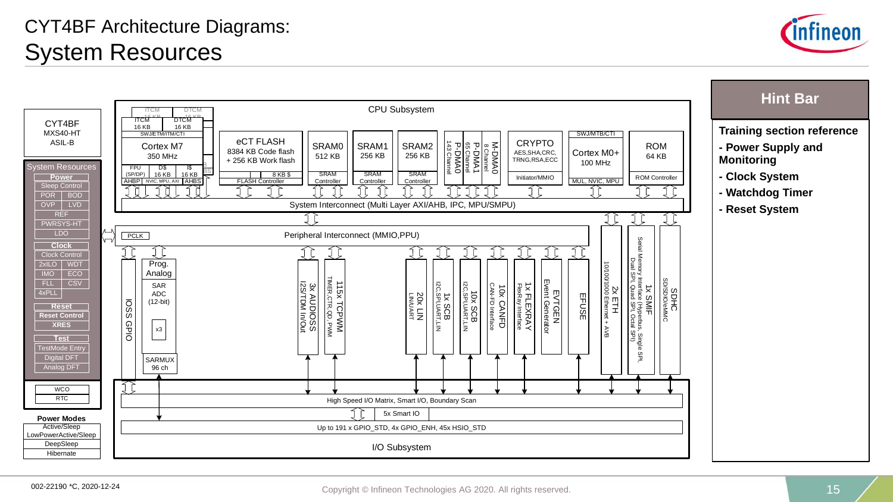# CYT4BF Architecture Diagrams:

## System Resources

CYT4BF
MXS40-HT
ASIL-B

**System Resources**

- **Power**
  - Sleep Control
  - POR | BOD
  - OVP | LVD
  - REF
  - PWRSYS-HT
  - LDO
- **Clock**
  - Clock Control
  - 2xILO | WDT
  - IMO | ECO
  - FLL | CSV
  - 4xPLL
- **Reset**
  - Reset Control
  - XRES
- **Test**
  - TestMode Entry
  - Digital DFT
  - Analog DFT

WCO
RTC

**Power Modes**

- Active/Sleep
- LowPowerActive/Sleep
- DeepSleep
- Hibernate

**CPU Subsystem**

- ITCM 16 KB, DTCM 16 KB, SWJ/ETM/ITM/CTI, Cortex M7 350 MHz, FPU (SP/DP), D$ 16 KB, I$ 16 KB, AHBP, NVIC, MPU, AXI, AHBS
- eCT FLASH: 8384 KB Code flash + 256 KB Work flash, 8 KB $, FLASH Controller
- SRAM0 512 KB, SRAM Controller
- SRAM1 256 KB, SRAM Controller
- SRAM2 256 KB, SRAM Controller
- P-DMA0 143 Channel
- P-DMA1 65 Channel
- M-DMA0 8 Channel
- CRYPTO: AES,SHA,CRC, TRNG,RSA,ECC, Initiator/MMIO
- SWJ/MTB/CTI, Cortex M0+ 100 MHz, MUL, NVIC, MPU
- ROM 64 KB, ROM Controller

System Interconnect (Multi Layer AXI/AHB, IPC, MPU/SMPU)

PCLK — Peripheral Interconnect (MMIO,PPU)

- IOSS GPIO
- Prog. Analog: SAR ADC (12-bit) x3, SARMUX 96 ch
- 3x AUDIOSS: I2S/TDM In/Out
- 115x TCPWM: TIMER,CTR,QD, PWM
- 20x LIN: LIN/UART
- 1x SCB: I2C,SPI,UART,LIN
- 10x SCB: I2C,SPI,UART,LIN
- 10x CANFD: CAN-FD Interface
- 1x FLEXRAY: FlexRay Interface
- EVTGEN: Event Generator
- EFUSE
- 2x ETH: 10/100/1000 Ethernet + AVB
- 1x SMIF: Serial Memory Interface (Hyperbus, Single SPI, Dual SPI, Quad SPI, Octal SPI)
- SDHC: SD/SDIO/eMMC

High Speed I/O Matrix, Smart I/O, Boundary Scan

5x Smart IO

Up to 191 x GPIO_STD, 4x GPIO_ENH, 45x HSIO_STD

I/O Subsystem

**Hint Bar**

**Training section reference**

- **Power Supply and Monitoring**
- **Clock System**
- **Watchdog Timer**
- **Reset System**

002-22190 *C, 2020-12-24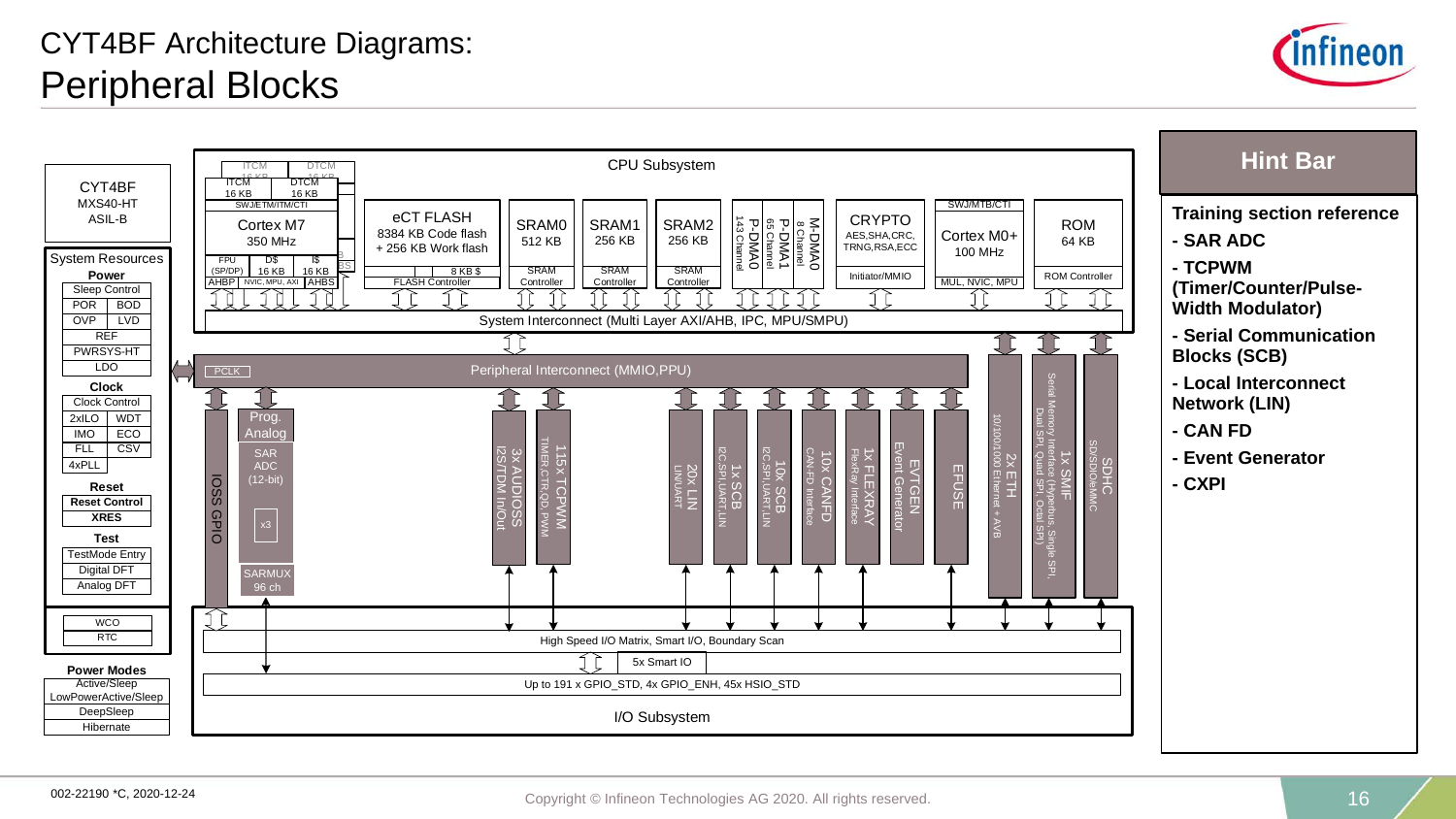# CYT4BF Architecture Diagrams:
## Peripheral Blocks

CYT4BF
MXS40-HT
ASIL-B

**System Resources**

**Power**
- Sleep Control
- POR | BOD
- OVP | LVD
- REF
- PWRSYS-HT
- LDO

**Clock**
- Clock Control
- 2xILO | WDT
- IMO | ECO
- FLL | CSV
- 4xPLL

**Reset**
- Reset Control
- XRES

**Test**
- TestMode Entry
- Digital DFT
- Analog DFT

- WCO
- RTC

**Power Modes**
- Active/Sleep
- LowPowerActive/Sleep
- DeepSleep
- Hibernate

**CPU Subsystem**

- ITCM 16 KB, DTCM 16 KB, SWJ/ETM/ITM/CTI, Cortex M7 350 MHz, FPU (SP/DP), D$ 16 KB, I$ 16 KB, AHBP, NVIC, MPU, AXI, AHBS
- eCT FLASH: 8384 KB Code flash + 256 KB Work flash, 8 KB $, FLASH Controller
- SRAM0 512 KB, SRAM Controller
- SRAM1 256 KB, SRAM Controller
- SRAM2 256 KB, SRAM Controller
- P-DMA0 143 Channel
- P-DMA1 65 Channel
- M-DMA0 8 Channel
- CRYPTO: AES, SHA, CRC, TRNG, RSA, ECC, Initiator/MMIO
- SWJ/MTB/CTI, Cortex M0+ 100 MHz, MUL, NVIC, MPU
- ROM 64 KB, ROM Controller

System Interconnect (Multi Layer AXI/AHB, IPC, MPU/SMPU)

PCLK — Peripheral Interconnect (MMIO,PPU)

- IOSS GPIO
- Prog. Analog: SAR ADC (12-bit) x3, SARMUX 96 ch
- 3x AUDIOSS: I2S/TDM In/Out
- 115x TCPWM: TIMER,CTR,QD, PWM
- 20x LIN: LIN/UART
- 1x SCB: I2C,SPI,UART,LIN
- 10x SCB: I2C,SPI,UART,LIN
- 10x CANFD: CAN-FD Interface
- 1x FLEXRAY: FlexRay Interface
- EVTGEN: Event Generator
- EFUSE
- 2x ETH: 10/100/1000 Ethernet + AVB
- 1x SMIF: Serial Memory Interface (Hyperbus, Single SPI, Dual SPI, Quad SPI, Octal SPI)
- SDHC: SD/SDIO/eMMC

High Speed I/O Matrix, Smart I/O, Boundary Scan

5x Smart IO

Up to 191 x GPIO_STD, 4x GPIO_ENH, 45x HSIO_STD

I/O Subsystem

## Hint Bar

**Training section reference**
- **SAR ADC**
- **TCPWM (Timer/Counter/Pulse-Width Modulator)**
- **Serial Communication Blocks (SCB)**
- **Local Interconnect Network (LIN)**
- **CAN FD**
- **Event Generator**
- **CXPI**

002-22190 *C, 2020-12-24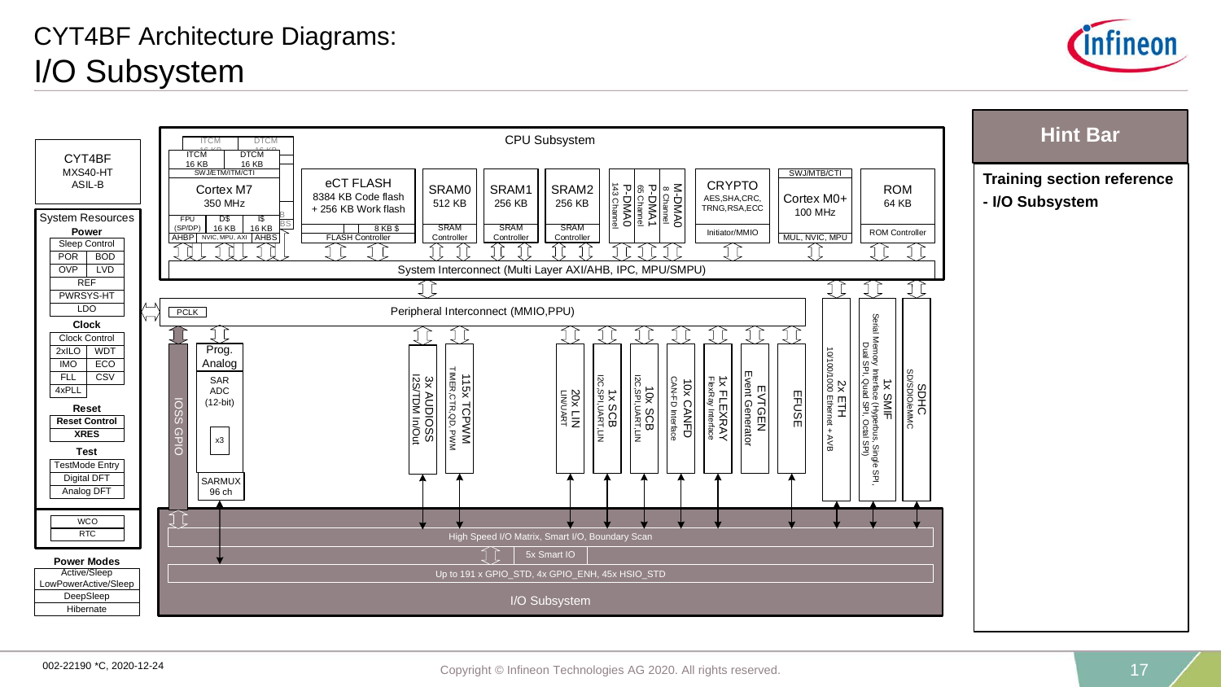# CYT4BF Architecture Diagrams:
# I/O Subsystem

CYT4BF
MXS40-HT
ASIL-B

System Resources

**Power**
- Sleep Control
- POR | BOD
- OVP | LVD
- REF
- PWRSYS-HT
- LDO

**Clock**
- Clock Control
- 2xILO | WDT
- IMO | ECO
- FLL | CSV
- 4xPLL

**Reset**
- Reset Control
- XRES

**Test**
- TestMode Entry
- Digital DFT
- Analog DFT

- WCO
- RTC

**Power Modes**
- Active/Sleep
- LowPowerActive/Sleep
- DeepSleep
- Hibernate

CPU Subsystem

- ITCM 16 KB | DTCM 16 KB; SWJ/ETM/ITM/CTI; Cortex M7 350 MHz; FPU (SP/DP) | D$ 16 KB | I$ 16 KB; AHBP | NVIC, MPU, AXI | AHBS
- eCT FLASH: 8384 KB Code flash + 256 KB Work flash; 8 KB $; FLASH Controller
- SRAM0 512 KB; SRAM Controller
- SRAM1 256 KB; SRAM Controller
- SRAM2 256 KB; SRAM Controller
- P-DMA0 143 Channel
- P-DMA1 65 Channel
- M-DMA0 8 Channel
- CRYPTO: AES,SHA,CRC, TRNG,RSA,ECC; Initiator/MMIO
- SWJ/MTB/CTI; Cortex M0+ 100 MHz; MUL, NVIC, MPU
- ROM 64 KB; ROM Controller

System Interconnect (Multi Layer AXI/AHB, IPC, MPU/SMPU)

PCLK — Peripheral Interconnect (MMIO,PPU)

- IOSS GPIO
- Prog. Analog: SAR ADC (12-bit), x3; SARMUX 96 ch
- 3x AUDIOSS: I2S/TDM In/Out
- 115x TCPWM: TIMER,CTR,QD, PWM
- 20x LIN: LIN/UART
- 1x SCB: I2C,SPI,UART,LIN
- 10x SCB: I2C,SPI,UART,LIN
- 10x CANFD: CAN-FD Interface
- 1x FLEXRAY: FlexRay Interface
- EVTGEN: Event Generator
- EFUSE
- 2x ETH: 10/100/1000 Ethernet + AVB
- 1x SMIF: Serial Memory Interface (Hyperbus, Single SPI, Dual SPI, Quad SPI, Octal SPI)
- SDHC: SD/SDIO/eMMC

I/O Subsystem
- High Speed I/O Matrix, Smart I/O, Boundary Scan
- 5x Smart IO
- Up to 191 x GPIO_STD, 4x GPIO_ENH, 45x HSIO_STD

**Hint Bar**

**Training section reference**

**- I/O Subsystem**

002-22190 *C, 2020-12-24

Copyright © Infineon Technologies AG 2020. All rights reserved.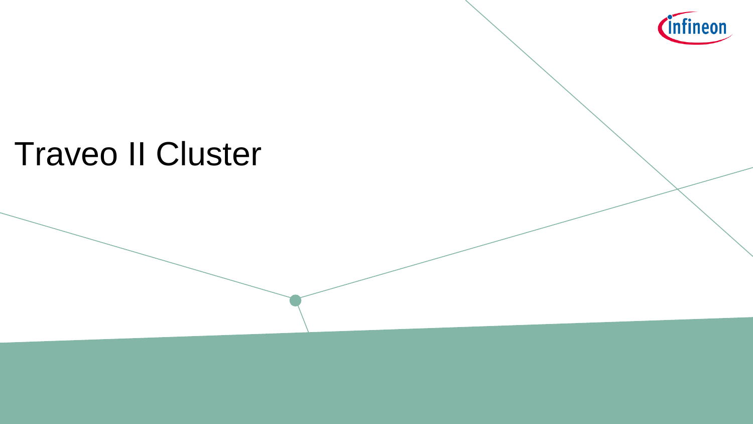# Traveo II Cluster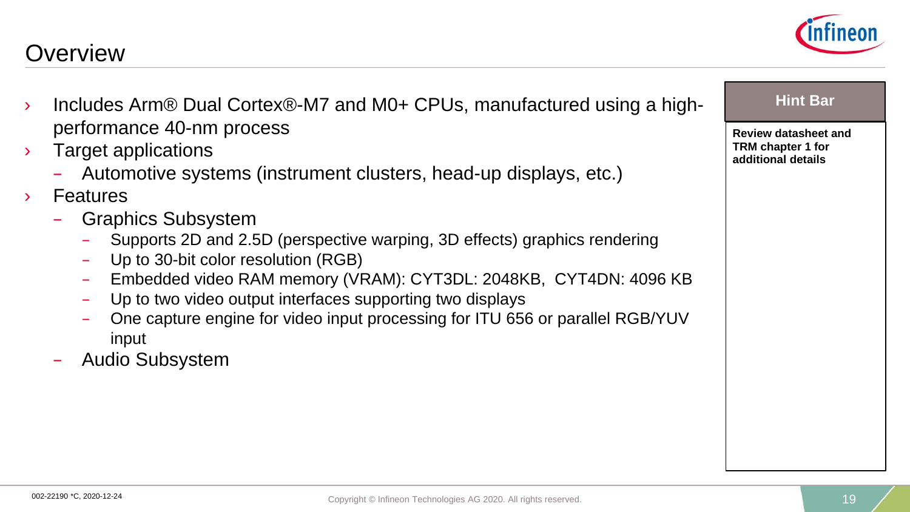# Overview

- Includes Arm® Dual Cortex®-M7 and M0+ CPUs, manufactured using a high-performance 40-nm process
- Target applications
  - Automotive systems (instrument clusters, head-up displays, etc.)
- Features
  - Graphics Subsystem
    - Supports 2D and 2.5D (perspective warping, 3D effects) graphics rendering
    - Up to 30-bit color resolution (RGB)
    - Embedded video RAM memory (VRAM): CYT3DL: 2048KB, CYT4DN: 4096 KB
    - Up to two video output interfaces supporting two displays
    - One capture engine for video input processing for ITU 656 or parallel RGB/YUV input
  - Audio Subsystem

**Hint Bar**

**Review datasheet and TRM chapter 1 for additional details**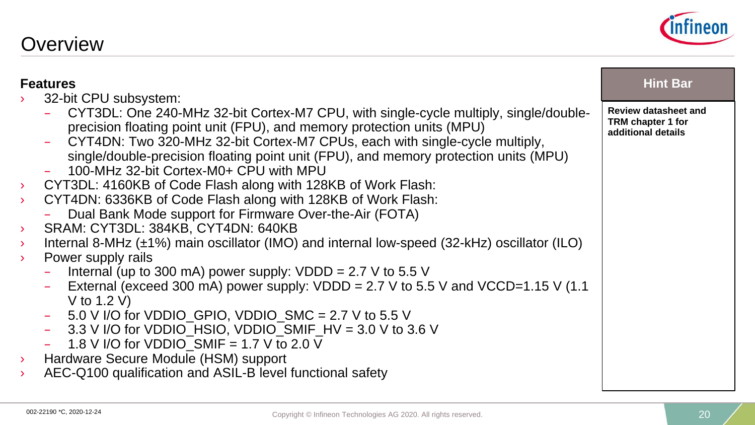# Overview

**Features**

- 32-bit CPU subsystem:
  - CYT3DL: One 240-MHz 32-bit Cortex-M7 CPU, with single-cycle multiply, single/double-precision floating point unit (FPU), and memory protection units (MPU)
  - CYT4DN: Two 320-MHz 32-bit Cortex-M7 CPUs, each with single-cycle multiply, single/double-precision floating point unit (FPU), and memory protection units (MPU)
  - 100-MHz 32-bit Cortex-M0+ CPU with MPU
- CYT3DL: 4160KB of Code Flash along with 128KB of Work Flash:
- CYT4DN: 6336KB of Code Flash along with 128KB of Work Flash:
  - Dual Bank Mode support for Firmware Over-the-Air (FOTA)
- SRAM: CYT3DL: 384KB, CYT4DN: 640KB
- Internal 8-MHz (±1%) main oscillator (IMO) and internal low-speed (32-kHz) oscillator (ILO)
- Power supply rails
  - Internal (up to 300 mA) power supply: VDDD = 2.7 V to 5.5 V
  - External (exceed 300 mA) power supply: VDDD = 2.7 V to 5.5 V and VCCD=1.15 V (1.1 V to 1.2 V)
  - 5.0 V I/O for VDDIO_GPIO, VDDIO_SMC = 2.7 V to 5.5 V
  - 3.3 V I/O for VDDIO_HSIO, VDDIO_SMIF_HV = 3.0 V to 3.6 V
  - 1.8 V I/O for VDDIO_SMIF = 1.7 V to 2.0 V
- Hardware Secure Module (HSM) support
- AEC-Q100 qualification and ASIL-B level functional safety

**Hint Bar**

**Review datasheet and TRM chapter 1 for additional details**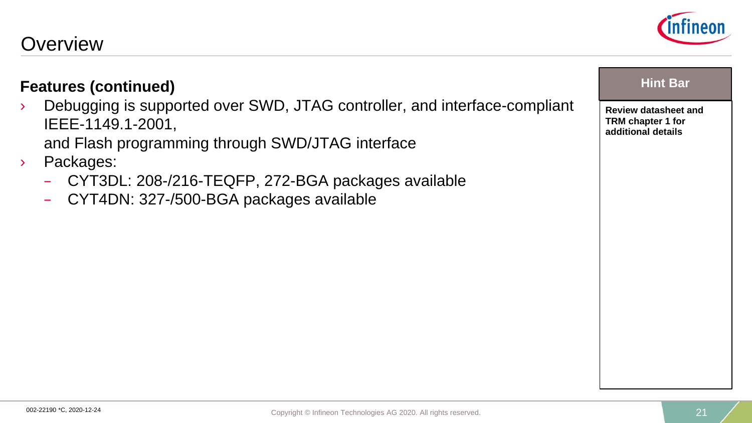# Overview

## Features (continued)

- Debugging is supported over SWD, JTAG controller, and interface-compliant IEEE-1149.1-2001,
  and Flash programming through SWD/JTAG interface
- Packages:
  - CYT3DL: 208-/216-TEQFP, 272-BGA packages available
  - CYT4DN: 327-/500-BGA packages available

**Hint Bar**

**Review datasheet and TRM chapter 1 for additional details**

002-22190 *C, 2020-12-24

Copyright © Infineon Technologies AG 2020. All rights reserved.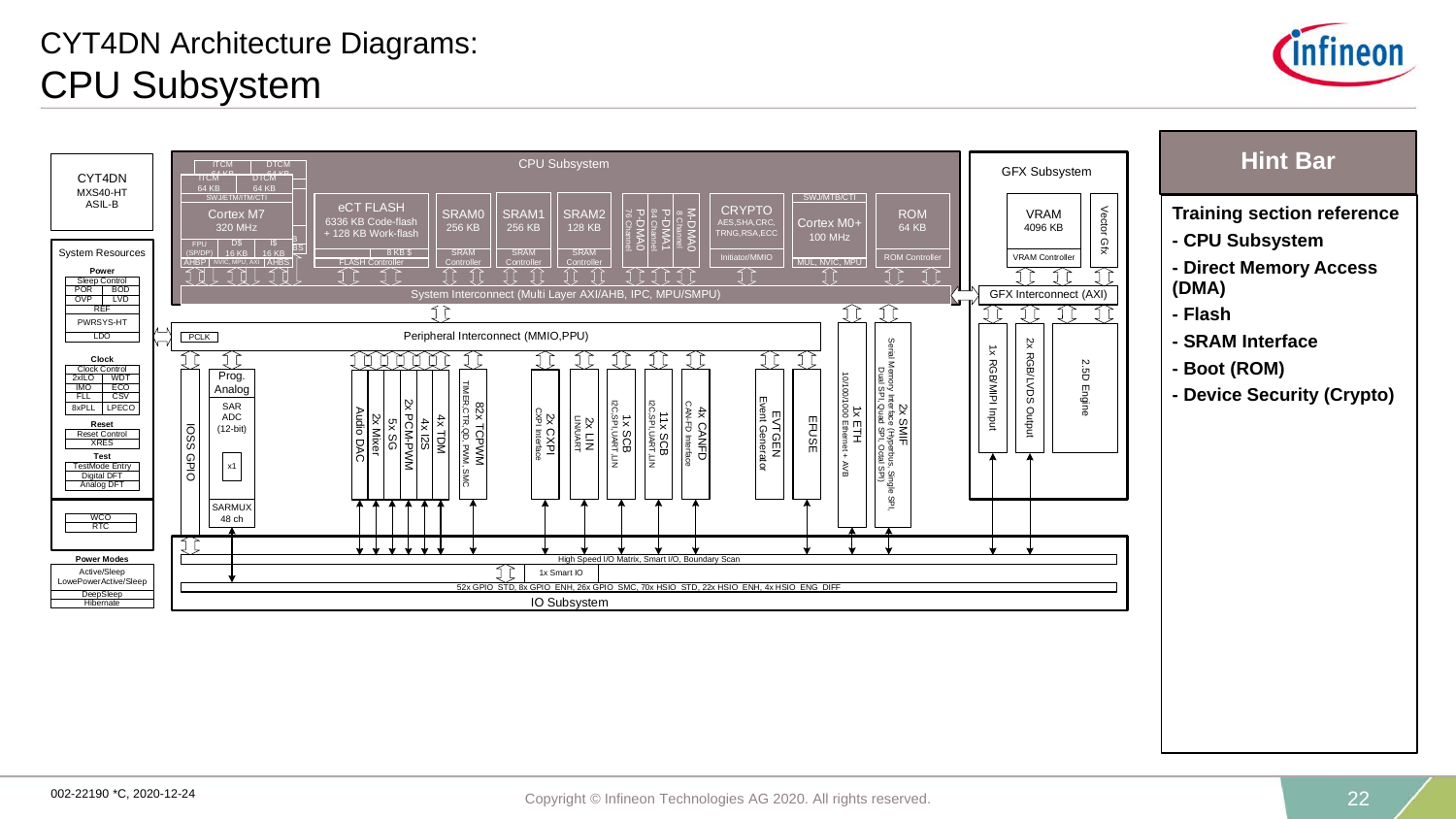# CYT4DN Architecture Diagrams:
## CPU Subsystem

**CYT4DN**
MXS40-HT
ASIL-B

**System Resources**

**Power**
- Sleep Control
- POR | BOD
- OVP | LVD
- REF
- PWRSYS-HT
- LDO

**Clock**
- Clock Control
- 2xILO | WDT
- IMO | ECO
- FLL | CSV
- 8xPLL | LPECO

**Reset**
- Reset Control
- XRES

**Test**
- TestMode Entry
- Digital DFT
- Analog DFT

WCO
RTC

**Power Modes**
- Active/Sleep
- LowePowerActive/Sleep
- DeepSleep
- Hibernate

**CPU Subsystem**

- Cortex M7, 320 MHz (FPU (SP/DP), D$ 16 KB, I$ 16 KB, AHBP, NVIC, MPU, AXI, AHBS, SWJ/ETM/ITM/CTI)
- ITCM 64 KB, DTCM 64 KB
- eCT FLASH: 6336 KB Code-flash + 128 KB Work-flash, 8 KB $, FLASH Controller
- SRAM0 256 KB, SRAM Controller
- SRAM1 256 KB, SRAM Controller
- SRAM2 128 KB, SRAM Controller
- P-DMA0 76 Channel
- P-DMA1 84 Channel
- M-DMA0 8 Channel
- CRYPTO: AES, SHA, CRC, TRNG, RSA, ECC; Initiator/MMIO
- Cortex M0+ 100 MHz (SWJ/MTB/CTI, MUL, NVIC, MPU)
- ROM 64 KB, ROM Controller

System Interconnect (Multi Layer AXI/AHB, IPC, MPU/SMPU)

Peripheral Interconnect (MMIO,PPU), PCLK

- IOSS GPIO
- Prog. Analog: SAR ADC (12-bit), x1, SARMUX 48 ch
- Audio DAC
- 2x Mixer
- 5x SG
- 2x PCM-PWM
- 4x I2S
- 4x TDM
- 82x TCPWM (TIMER, CTR, QD, PWM, SMC)
- 2x CXPI (CXPI Interface)
- 2x LIN (LIN/UART)
- 1x SCB (I2C, SPI, UART, LIN)
- 11x SCB (I2C, SPI, UART, LIN)
- 4x CANFD (CAN-FD Interface)
- EVTGEN (Event Generator)
- EFUSE
- 1x ETH (10/100/1000 Ethernet + AVB)
- 2x SMIF (Serial Memory Interface (Hyperbus, Single SPI, Dual SPI, Quad SPI, Octal SPI))

**GFX Subsystem**

- VRAM 4096 KB, VRAM Controller
- Vector Gfx
- GFX Interconnect (AXI)
- 1x RGB/MIPI Input
- 2x RGB/LVDS Output
- 2.5D Engine

**IO Subsystem**

- High Speed I/O Matrix, Smart I/O, Boundary Scan
- 1x Smart IO
- 52x GPIO_STD, 8x GPIO_ENH, 26x GPIO_SMC, 70x HSIO_STD, 22x HSIO_ENH, 4x HSIO_ENG_DIFF

## Hint Bar

**Training section reference**
- **CPU Subsystem**
- **Direct Memory Access (DMA)**
- **Flash**
- **SRAM Interface**
- **Boot (ROM)**
- **Device Security (Crypto)**

002-22190 *C, 2020-12-24

Copyright © Infineon Technologies AG 2020. All rights reserved.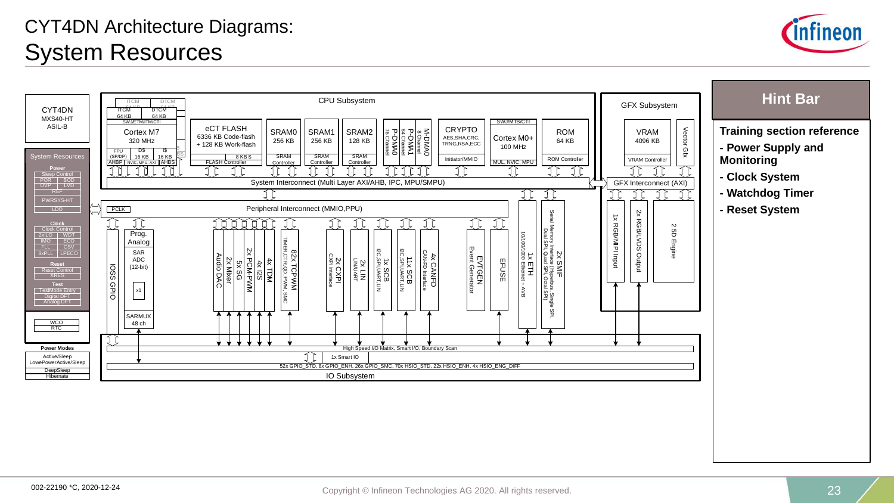# CYT4DN Architecture Diagrams:
# System Resources

CYT4DN
MXS40-HT
ASIL-B

System Resources

**Power**
Sleep Control
POR BOD
OVP LVD
REF
PWRSYS-HT
LDO

**Clock**
Clock Control
2xILO WDT
IMO ECO
FLL CSV
8xPLL LPECO

**Reset**
Reset Control
XRES

**Test**
TestMode Entry
Digital DFT
Analog DFT

WCO
RTC

**Power Modes**
Active/Sleep
LowePowerActive/Sleep
DeepSleep
Hibernate

CPU Subsystem

ITCM 64 KB, DTCM 64 KB, SWJ/ETM/ITM/CTI, Cortex M7 320 MHz, FPU (SP/DP), D$ 16 KB, I$ 16 KB, AHBP, NVIC, MPU, AXI, AHBS

eCT FLASH 6336 KB Code-flash + 128 KB Work-flash, 8 KB $, FLASH Controller

SRAM0 256 KB, SRAM Controller
SRAM1 256 KB, SRAM Controller
SRAM2 128 KB, SRAM Controller

P-DMA0 76 Channel
P-DMA1 84 Channel
M-DMA0 8 Channel

CRYPTO AES,SHA,CRC, TRNG,RSA,ECC, Initiator/MMIO

SWJ/MTB/CTI, Cortex M0+ 100 MHz, MUL, NVIC, MPU

ROM 64 KB, ROM Controller

System Interconnect (Multi Layer AXI/AHB, IPC, MPU/SMPU)

GFX Subsystem

VRAM 4096 KB, VRAM Controller, Vector Gfx

GFX Interconnect (AXI)

1x RGB/MIPI Input
2x RGB/LVDS Output
2.5D Engine

PCLK
Peripheral Interconnect (MMIO,PPU)

IOSS GPIO

Prog. Analog
SAR ADC (12-bit)
x1
SARMUX 48 ch

Audio DAC
2x Mixer
5x SG
2x PCM-PWM
4x I2S
4x TDM
82x TCPWM TIMER,CTR,QD, PWM, SMC
2x CXPI CXPI Interface
2x LIN LIN/UART
1x SCB I2C,SPI,UART,LIN
11x SCB I2C,SPI,UART,LIN
4x CANFD CAN-FD Interface
EVTGEN Event Generator
EFUSE
1x ETH 10/100/1000 Ethernet + AVB
2x SMIF Serial Memory Interface (Hyperbus, Single SPI, Dual SPI, Quad SPI, Octal SPI)

High Speed I/O Matrix, Smart I/O, Boundary Scan
1x Smart IO
52x GPIO_STD, 8x GPIO_ENH, 26x GPIO_SMC, 70x HSIO_STD, 22x HSIO_ENH, 4x HSIO_ENG_DIFF
IO Subsystem

## Hint Bar

**Training section reference**

- **Power Supply and Monitoring**
- **Clock System**
- **Watchdog Timer**
- **Reset System**

002-22190 *C, 2020-12-24

Copyright © Infineon Technologies AG 2020. All rights reserved.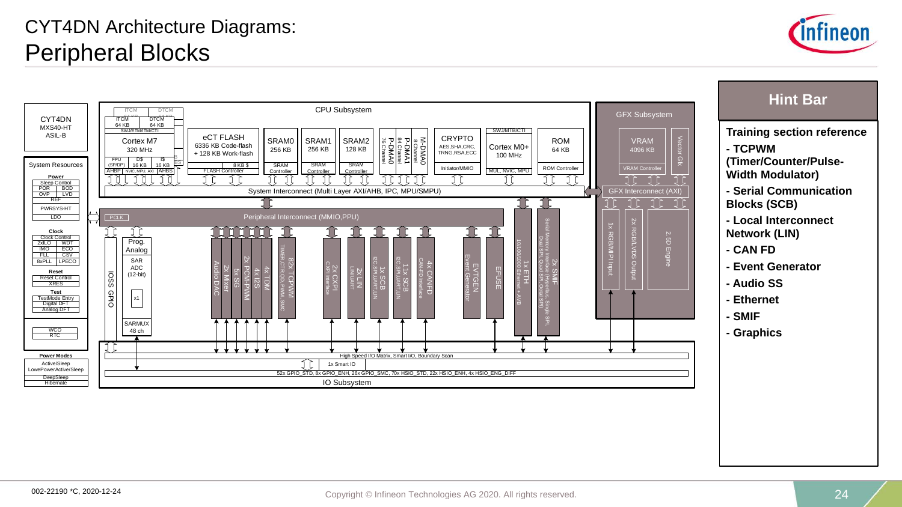# CYT4DN Architecture Diagrams:
## Peripheral Blocks

CYT4DN
MXS40-HT
ASIL-B

**System Resources**

**Power**
Sleep Control
POR | BOD
OVP | LVD
REF
PWRSYS-HT
LDO

**Clock**
Clock Control
2xILO | WDT
IMO | ECO
FLL | CSV
8xPLL | LPECO

**Reset**
Reset Control
XRES

**Test**
TestMode Entry
Digital DFT
Analog DFT

WCO
RTC

**Power Modes**
Active/Sleep
LowePowerActive/Sleep
DeepSleep
Hibernate

**CPU Subsystem**

- ITCM 64 KB, DTCM 64 KB
- SWJ/ETM/ITM/CTI
- Cortex M7 320 MHz
- FPU (SP/DP), D$ 16 KB, I$ 16 KB
- AHBP, NVIC, MPU, AXI, AHBS
- eCT FLASH: 6336 KB Code-flash + 128 KB Work-flash; 8 KB $; FLASH Controller
- SRAM0 256 KB, SRAM Controller
- SRAM1 256 KB, SRAM Controller
- SRAM2 128 KB, SRAM Controller
- P-DMA0 76 Channel
- P-DMA1 84 Channel
- M-DMA0 8 Channel
- CRYPTO: AES,SHA,CRC, TRNG,RSA,ECC; Initiator/MMIO
- SWJ/MTB/CTI; Cortex M0+ 100 MHz; MUL, NVIC, MPU
- ROM 64 KB; ROM Controller

System Interconnect (Multi Layer AXI/AHB, IPC, MPU/SMPU)

**GFX Subsystem**

- VRAM 4096 KB; VRAM Controller
- Vector Gfx
- GFX Interconnect (AXI)
- 1x RGB/MIPI Input
- 2x RGB/LVDS Output
- 2.5D Engine

PCLK — Peripheral Interconnect (MMIO,PPU)

- IOSS GPIO
- Prog. Analog: SAR ADC (12-bit), x1, SARMUX 48 ch
- Audio DAC
- 2x Mixer
- 5x SG
- 2x PCM-PWM
- 4x I2S
- 4x TDM
- 82x TCPWM (TIMER, CTR, QD, PWM, SMC)
- 2x CXPI (CXPI Interface)
- 2x LIN (LIN/UART)
- 1x SCB (I2C,SPI,UART,LIN)
- 11x SCB (I2C,SPI,UART,LIN)
- 4x CANFD (CAN FD Interface)
- EVTGEN (Event Generator)
- EFUSE
- 1x ETH (10/100/1000 Ethernet + AVB)
- 2x SMIF (Serial Memory Interface (Hyperbus, Single SPI, Dual SPI, Quad SPI, Octal SPI))

**IO Subsystem**

High Speed I/O Matrix, Smart I/O, Boundary Scan
1x Smart IO
52x GPIO_STD, 8x GPIO_ENH, 26x GPIO_SMC, 70x HSIO_STD, 22x HSIO_ENH, 4x HSIO_ENG_DIFF

**Hint Bar**

**Training section reference**

- **TCPWM (Timer/Counter/Pulse-Width Modulator)**
- **Serial Communication Blocks (SCB)**
- **Local Interconnect Network (LIN)**
- **CAN FD**
- **Event Generator**
- **Audio SS**
- **Ethernet**
- **SMIF**
- **Graphics**

002-22190 *C, 2020-12-24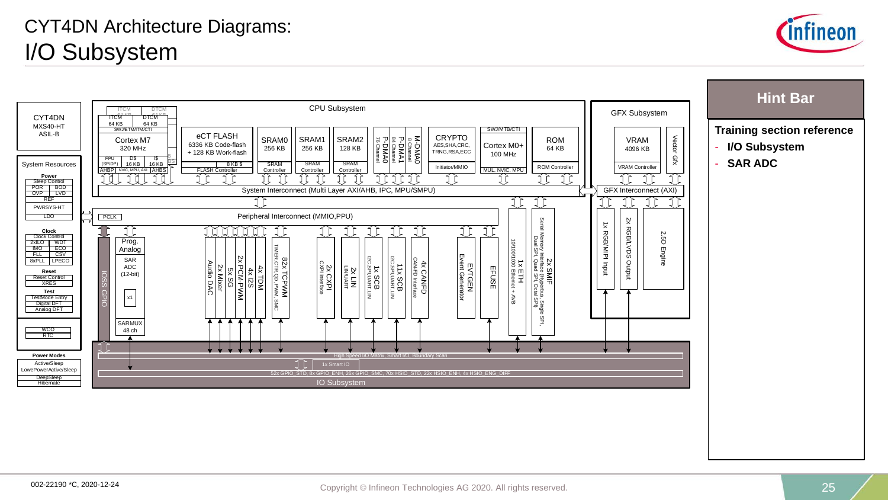# CYT4DN Architecture Diagrams: I/O Subsystem

CYT4DN
MXS40-HT
ASIL-B

System Resources

**Power**
Sleep Control
POR | BOD
OVP | LVD
REF
PWRSYS-HT
LDO

**Clock**
Clock Control
2xILO | WDT
IMO | ECO
FLL | CSV
8xPLL | LPECO

**Reset**
Reset Control
XRES

**Test**
TestMode Entry
Digital DFT
Analog DFT

WCO
RTC

**Power Modes**
Active/Sleep
LowePowerActive/Sleep
DeepSleep
Hibernate

CPU Subsystem

ITCM 64 KB | DTCM 64 KB
SWJ/ETM/ITM/CTI
Cortex M7
320 MHz
FPU (SP/DP) | D$ 16 KB | I$ 16 KB
AHBP | NVIC, MPU, AXI | AHBS

eCT FLASH
6336 KB Code-flash
+ 128 KB Work-flash
8 KB $
FLASH Controller

SRAM0 256 KB — SRAM Controller
SRAM1 256 KB — SRAM Controller
SRAM2 128 KB — SRAM Controller

P-DMA0 76 Channel
P-DMA1 84 Channel
M-DMA0 8 Channel

CRYPTO
AES,SHA,CRC,
TRNG,RSA,ECC
Initiator/MMIO

SWJ/MTB/CTI
Cortex M0+
100 MHz
MUL, NVIC, MPU

ROM
64 KB
ROM Controller

System Interconnect (Multi Layer AXI/AHB, IPC, MPU/SMPU)

GFX Subsystem
VRAM 4096 KB
VRAM Controller
Vector Gfx
GFX Interconnect (AXI)
1x RGB/MIPI Input
2x RGB/LVDS Output
2.5D Engine

PCLK
Peripheral Interconnect (MMIO,PPU)

IOSS GPIO
Prog. Analog
SAR ADC (12-bit)
x1
SARMUX 48 ch

Audio DAC
2x Mixer
5x SG
2x PCM-PWM
4x I2S
4x TDM
82x TCPWM — TIMER,CTR,QD, PWM, SMC
2x CXPI — CXPI Interface
2x LIN — LIN/UART
1x SCB — I2C,SPI,UART,LIN
11x SCB — I2C,SPI,UART,LIN
4x CANFD — CAN-FD Interface
EVTGEN — Event Generator
EFUSE
1x ETH — 10/100/1000 Ethernet + AVB
2x SMIF — Serial Memory Interface (Hyperbus, Single SPI, Dual SPI, Quad SPI, Octal SPI)

High Speed I/O Matrix, Smart I/O, Boundary Scan
1x Smart IO
52x GPIO_STD, 8x GPIO_ENH, 26x GPIO_SMC, 70x HSIO_STD, 22x HSIO_ENH, 4x HSIO_ENG_DIFF
IO Subsystem

## Hint Bar

**Training section reference**

- **I/O Subsystem**
- **SAR ADC**

002-22190 *C, 2020-12-24

Copyright © Infineon Technologies AG 2020. All rights reserved.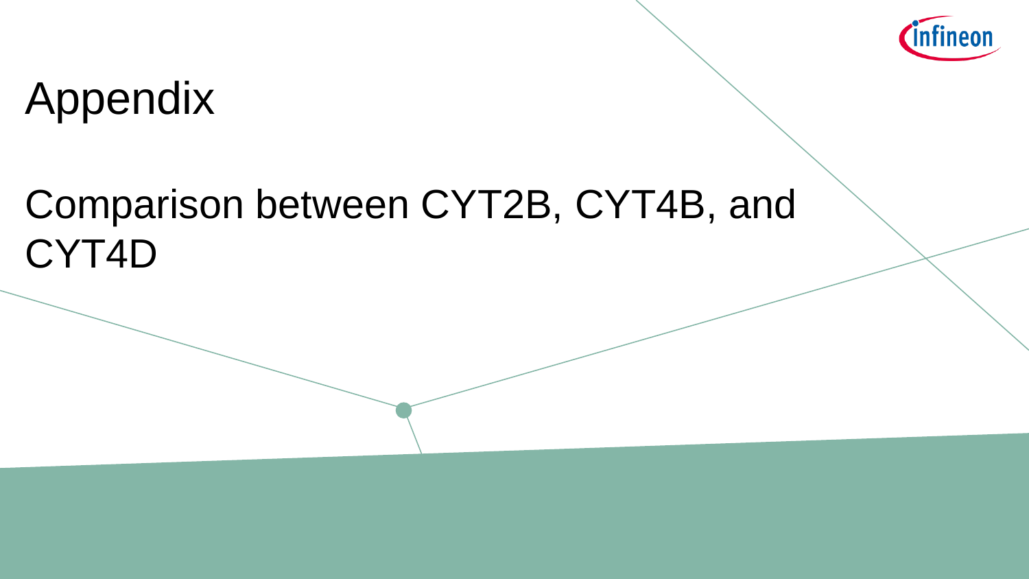# Appendix

## Comparison between CYT2B, CYT4B, and CYT4D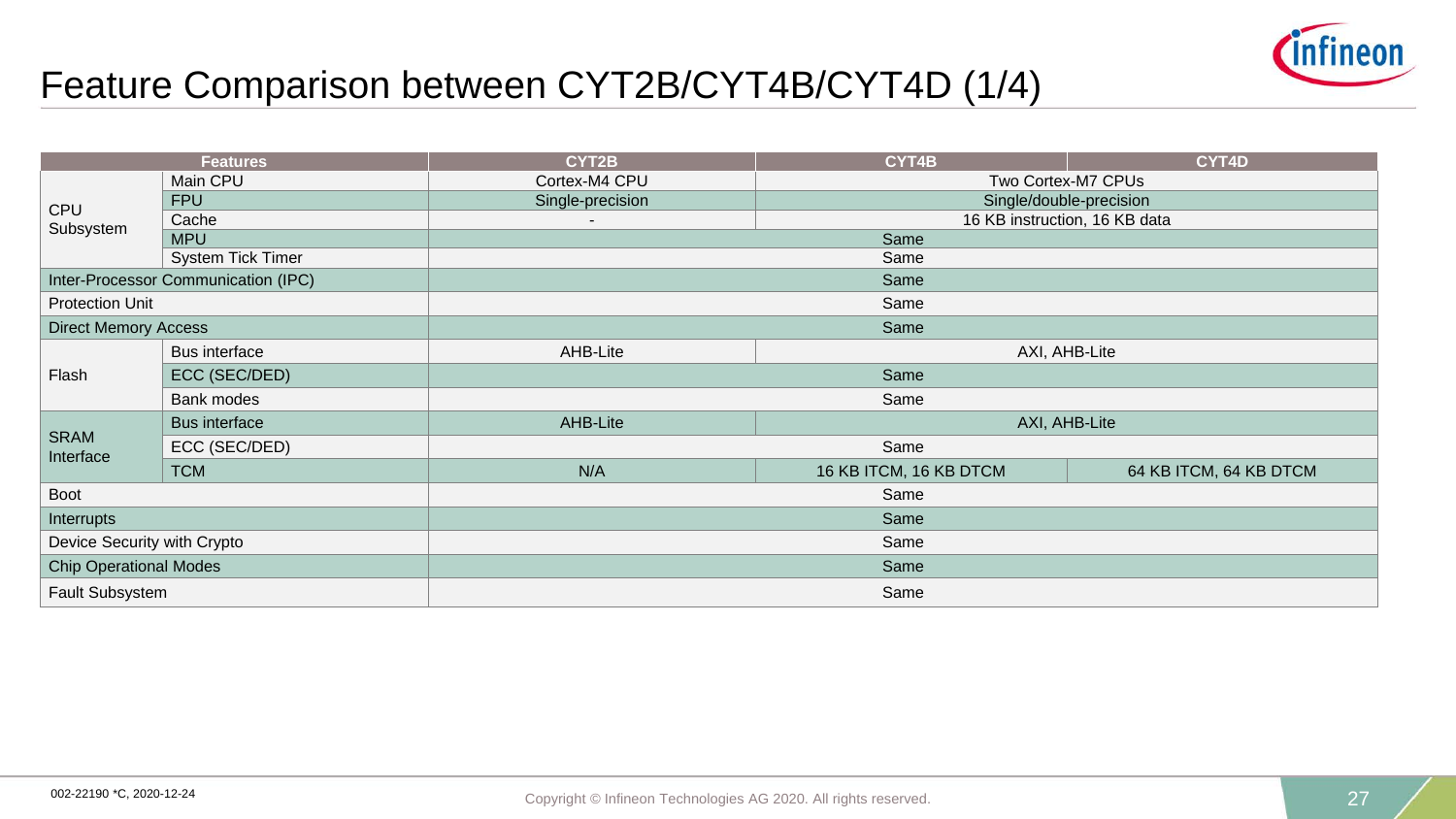# Feature Comparison between CYT2B/CYT4B/CYT4D (1/4)

| Features | | CYT2B | CYT4B | CYT4D |
|---|---|---|---|---|
| CPU Subsystem | Main CPU | Cortex-M4 CPU | Two Cortex-M7 CPUs | |
| | FPU | Single-precision | Single/double-precision | |
| | Cache | - | 16 KB instruction, 16 KB data | |
| | MPU | Same | | |
| | System Tick Timer | Same | | |
| Inter-Processor Communication (IPC) | | Same | | |
| Protection Unit | | Same | | |
| Direct Memory Access | | Same | | |
| Flash | Bus interface | AHB-Lite | AXI, AHB-Lite | |
| | ECC (SEC/DED) | Same | | |
| | Bank modes | Same | | |
| SRAM Interface | Bus interface | AHB-Lite | AXI, AHB-Lite | |
| | ECC (SEC/DED) | Same | | |
| | TCM | N/A | 16 KB ITCM, 16 KB DTCM | 64 KB ITCM, 64 KB DTCM |
| Boot | | Same | | |
| Interrupts | | Same | | |
| Device Security with Crypto | | Same | | |
| Chip Operational Modes | | Same | | |
| Fault Subsystem | | Same | | |

002-22190 *C, 2020-12-24

Copyright © Infineon Technologies AG 2020. All rights reserved.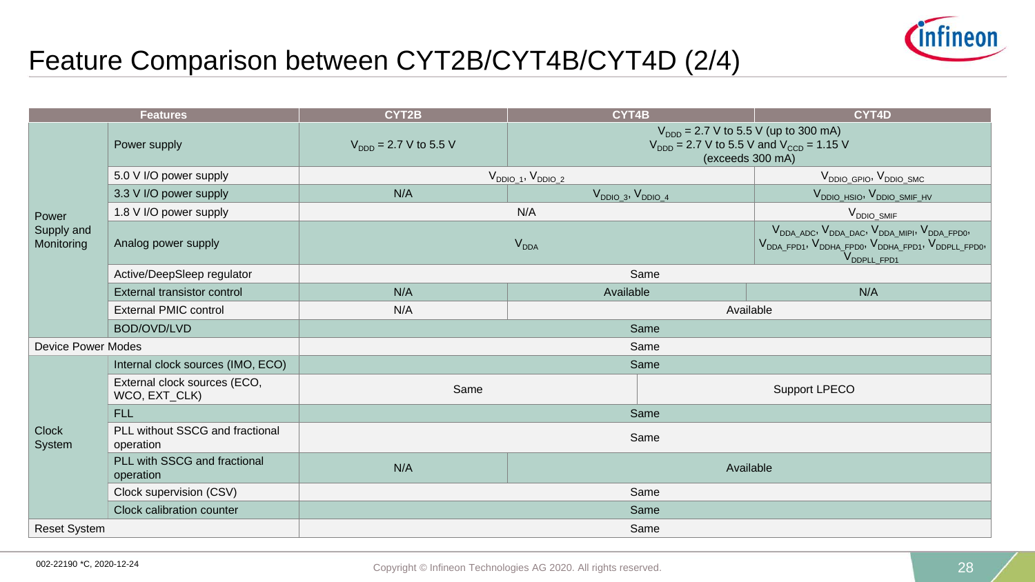# Feature Comparison between CYT2B/CYT4B/CYT4D (2/4)

| Features | | CYT2B | CYT4B | CYT4D |
|---|---|---|---|---|
| Power Supply and Monitoring | Power supply | $V_{DDD}$ = 2.7 V to 5.5 V | $V_{DDD}$ = 2.7 V to 5.5 V (up to 300 mA)<br>$V_{DDD}$ = 2.7 V to 5.5 V and $V_{CCD}$ = 1.15 V (exceeds 300 mA) | |
| | 5.0 V I/O power supply | $V_{DDIO\_1}$, $V_{DDIO\_2}$ | | $V_{DDIO\_GPIO}$, $V_{DDIO\_SMC}$ |
| | 3.3 V I/O power supply | N/A | $V_{DDIO\_3}$, $V_{DDIO\_4}$ | $V_{DDIO\_HSIO}$, $V_{DDIO\_SMIF\_HV}$ |
| | 1.8 V I/O power supply | N/A | | $V_{DDIO\_SMIF}$ |
| | Analog power supply | $V_{DDA}$ | | $V_{DDA\_ADC}$, $V_{DDA\_DAC}$, $V_{DDA\_MIPI}$, $V_{DDA\_FPD0}$, $V_{DDA\_FPD1}$, $V_{DDHA\_FPD0}$, $V_{DDHA\_FPD1}$, $V_{DDPLL\_FPD0}$, $V_{DDPLL\_FPD1}$ |
| | Active/DeepSleep regulator | Same | | |
| | External transistor control | N/A | Available | N/A |
| | External PMIC control | N/A | Available | |
| | BOD/OVD/LVD | Same | | |
| Device Power Modes | | Same | | |
| Clock System | Internal clock sources (IMO, ECO) | Same | | |
| | External clock sources (ECO, WCO, EXT_CLK) | Same | | Support LPECO |
| | FLL | Same | | |
| | PLL without SSCG and fractional operation | Same | | |
| | PLL with SSCG and fractional operation | N/A | Available | |
| | Clock supervision (CSV) | Same | | |
| | Clock calibration counter | Same | | |
| Reset System | | Same | | |

002-22190 *C, 2020-12-24

Copyright © Infineon Technologies AG 2020. All rights reserved.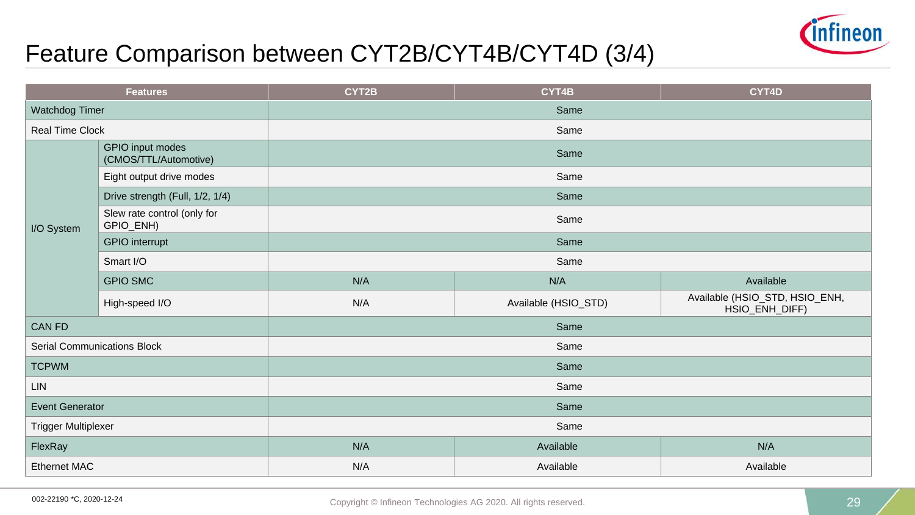# Feature Comparison between CYT2B/CYT4B/CYT4D (3/4)

| Features | | CYT2B | CYT4B | CYT4D |
|---|---|---|---|---|
| Watchdog Timer | | Same | | |
| Real Time Clock | | Same | | |
| I/O System | GPIO input modes (CMOS/TTL/Automotive) | Same | | |
| | Eight output drive modes | Same | | |
| | Drive strength (Full, 1/2, 1/4) | Same | | |
| | Slew rate control (only for GPIO_ENH) | Same | | |
| | GPIO interrupt | Same | | |
| | Smart I/O | Same | | |
| | GPIO SMC | N/A | N/A | Available |
| | High-speed I/O | N/A | Available (HSIO_STD) | Available (HSIO_STD, HSIO_ENH, HSIO_ENH_DIFF) |
| CAN FD | | Same | | |
| Serial Communications Block | | Same | | |
| TCPWM | | Same | | |
| LIN | | Same | | |
| Event Generator | | Same | | |
| Trigger Multiplexer | | Same | | |
| FlexRay | | N/A | Available | N/A |
| Ethernet MAC | | N/A | Available | Available |

002-22190 *C, 2020-12-24

Copyright © Infineon Technologies AG 2020. All rights reserved.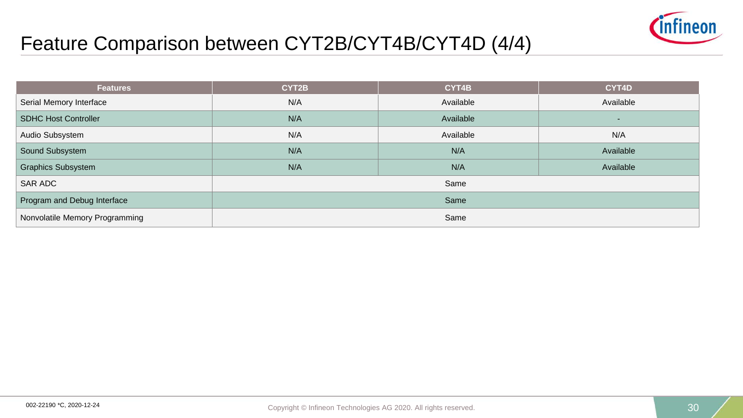# Feature Comparison between CYT2B/CYT4B/CYT4D (4/4)

| Features | CYT2B | CYT4B | CYT4D |
|---|---|---|---|
| Serial Memory Interface | N/A | Available | Available |
| SDHC Host Controller | N/A | Available | - |
| Audio Subsystem | N/A | Available | N/A |
| Sound Subsystem | N/A | N/A | Available |
| Graphics Subsystem | N/A | N/A | Available |
| SAR ADC | Same | | |
| Program and Debug Interface | Same | | |
| Nonvolatile Memory Programming | Same | | |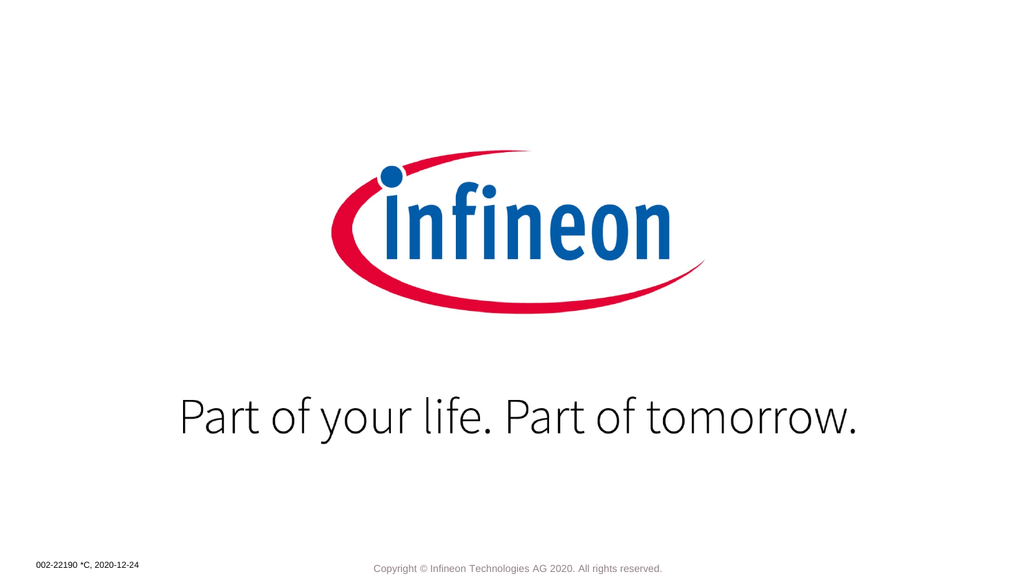Part of your life. Part of tomorrow.

002-22190 *C, 2020-12-24

Copyright © Infineon Technologies AG 2020. All rights reserved.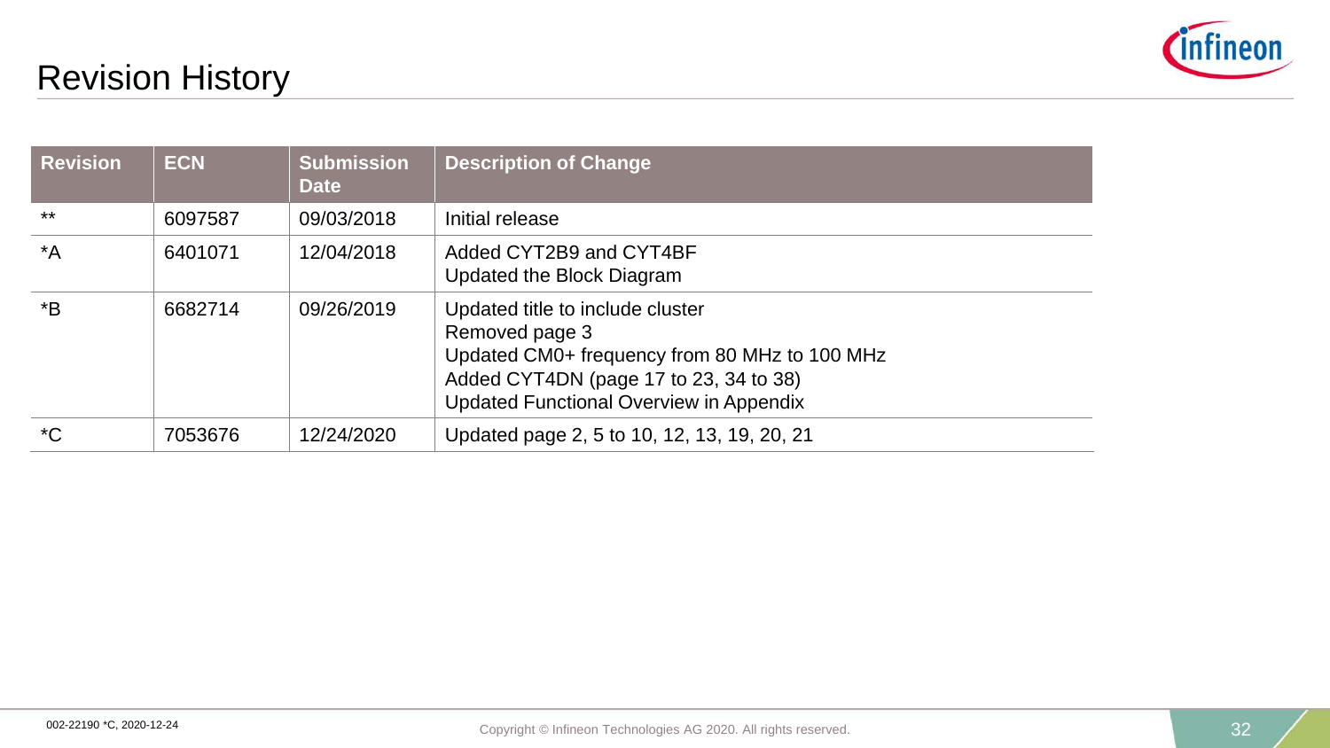# Revision History

| Revision | ECN | Submission Date | Description of Change |
|---|---|---|---|
| ** | 6097587 | 09/03/2018 | Initial release |
| *A | 6401071 | 12/04/2018 | Added CYT2B9 and CYT4BF<br>Updated the Block Diagram |
| *B | 6682714 | 09/26/2019 | Updated title to include cluster<br>Removed page 3<br>Updated CM0+ frequency from 80 MHz to 100 MHz<br>Added CYT4DN (page 17 to 23, 34 to 38)<br>Updated Functional Overview in Appendix |
| *C | 7053676 | 12/24/2020 | Updated page 2, 5 to 10, 12, 13, 19, 20, 21 |